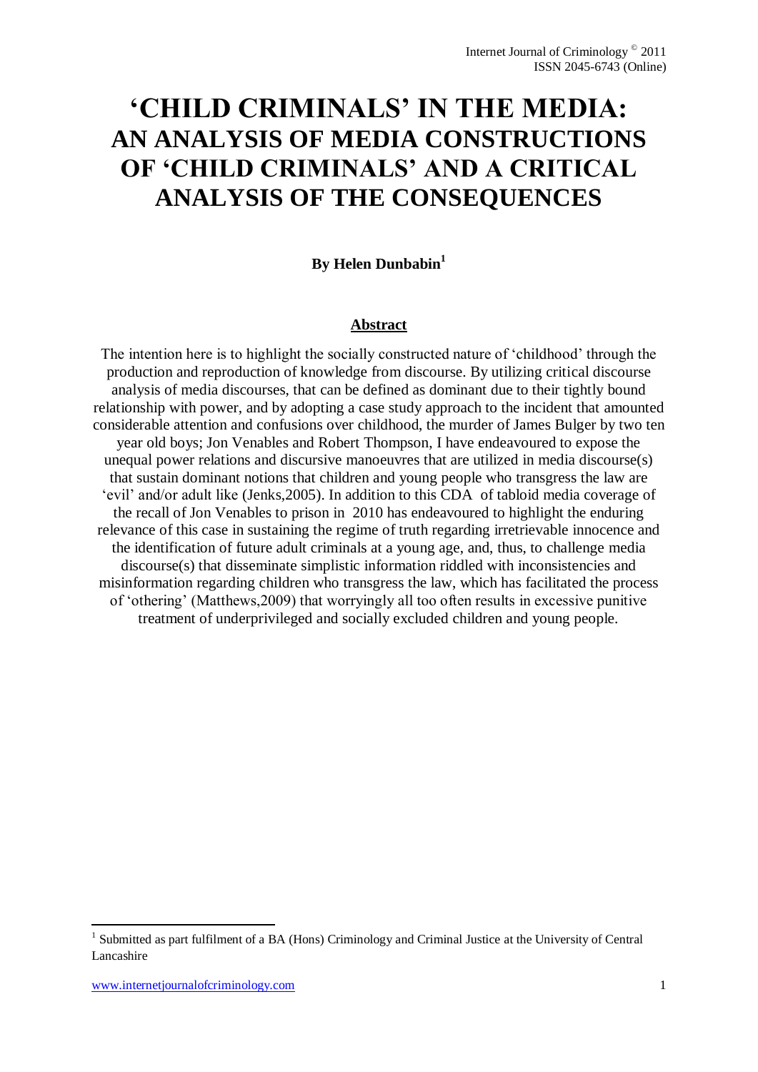# 'CHILD CRIMINALS' IN THE MEDIA: AN ANALYSIS OF MEDIA CONSTRUCTIONS OF 'CHILD CRIMINALS' AND A CRITICAL ANALYSIS OF THE CONSEQUENCES

**By Helen Dunbabin[1]**

## Abstract

The intention here is to highlight the socially constructed nature of 'childhood' through the production and reproduction of knowledge from discourse. By utilizing critical discourse analysis of media discourses, that can be defined as dominant due to their tightly bound relationship with power, and by adopting a case study approach to the incident that amounted considerable attention and confusions over childhood, the murder of James Bulger by two ten year old boys; Jon Venables and Robert Thompson, I have endeavoured to expose the unequal power relations and discursive manoeuvres that are utilized in media discourse(s) that sustain dominant notions that children and young people who transgress the law are 'evil' and/or adult like (Jenks,2005). In addition to this CDA of tabloid media coverage of the recall of Jon Venables to prison in 2010 has endeavoured to highlight the enduring relevance of this case in sustaining the regime of truth regarding irretrievable innocence and the identification of future adult criminals at a young age, and, thus, to challenge media discourse(s) that disseminate simplistic information riddled with inconsistencies and misinformation regarding children who transgress the law, which has facilitated the process of 'othering' (Matthews,2009) that worryingly all too often results in excessive punitive treatment of underprivileged and socially excluded children and young people.

---

[1] Submitted as part fulfilment of a BA (Hons) Criminology and Criminal Justice at the University of Central Lancashire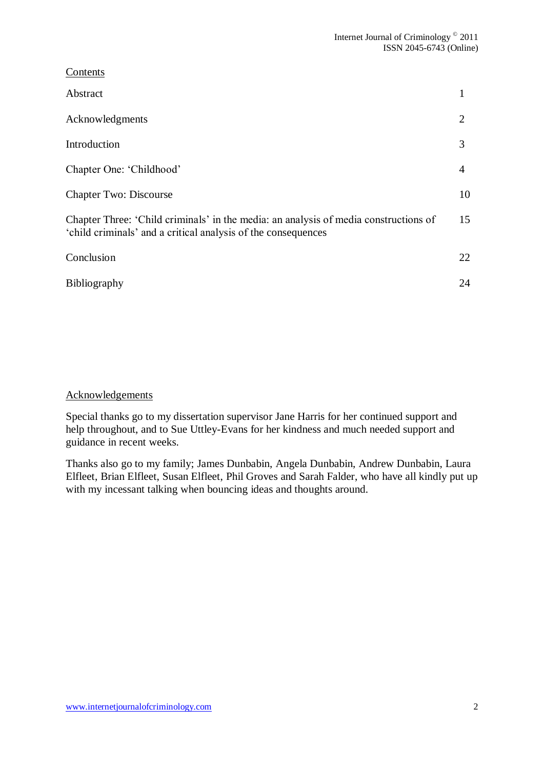## Contents

| | |
|---|---|
| Abstract | 1 |
| Acknowledgments | 2 |
| Introduction | 3 |
| Chapter One: 'Childhood' | 4 |
| Chapter Two: Discourse | 10 |
| Chapter Three: 'Child criminals' in the media: an analysis of media constructions of 'child criminals' and a critical analysis of the consequences | 15 |
| Conclusion | 22 |
| Bibliography | 24 |

## Acknowledgements

Special thanks go to my dissertation supervisor Jane Harris for her continued support and help throughout, and to Sue Uttley-Evans for her kindness and much needed support and guidance in recent weeks.

Thanks also go to my family; James Dunbabin, Angela Dunbabin, Andrew Dunbabin, Laura Elfleet, Brian Elfleet, Susan Elfleet, Phil Groves and Sarah Falder, who have all kindly put up with my incessant talking when bouncing ideas and thoughts around.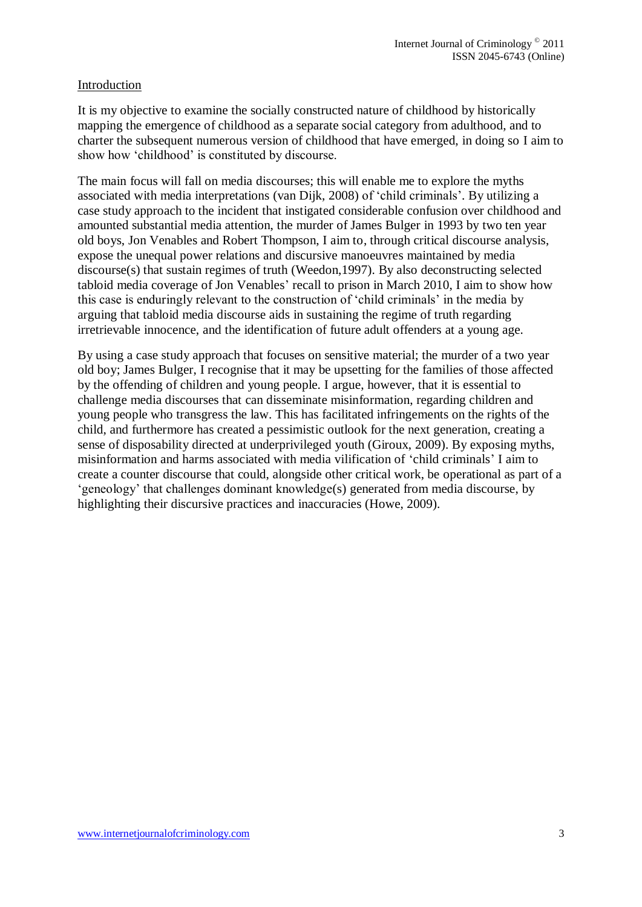## Introduction

It is my objective to examine the socially constructed nature of childhood by historically mapping the emergence of childhood as a separate social category from adulthood, and to charter the subsequent numerous version of childhood that have emerged, in doing so I aim to show how 'childhood' is constituted by discourse.

The main focus will fall on media discourses; this will enable me to explore the myths associated with media interpretations (van Dijk, 2008) of 'child criminals'. By utilizing a case study approach to the incident that instigated considerable confusion over childhood and amounted substantial media attention, the murder of James Bulger in 1993 by two ten year old boys, Jon Venables and Robert Thompson, I aim to, through critical discourse analysis, expose the unequal power relations and discursive manoeuvres maintained by media discourse(s) that sustain regimes of truth (Weedon,1997). By also deconstructing selected tabloid media coverage of Jon Venables' recall to prison in March 2010, I aim to show how this case is enduringly relevant to the construction of 'child criminals' in the media by arguing that tabloid media discourse aids in sustaining the regime of truth regarding irretrievable innocence, and the identification of future adult offenders at a young age.

By using a case study approach that focuses on sensitive material; the murder of a two year old boy; James Bulger, I recognise that it may be upsetting for the families of those affected by the offending of children and young people. I argue, however, that it is essential to challenge media discourses that can disseminate misinformation, regarding children and young people who transgress the law. This has facilitated infringements on the rights of the child, and furthermore has created a pessimistic outlook for the next generation, creating a sense of disposability directed at underprivileged youth (Giroux, 2009). By exposing myths, misinformation and harms associated with media vilification of 'child criminals' I aim to create a counter discourse that could, alongside other critical work, be operational as part of a 'geneology' that challenges dominant knowledge(s) generated from media discourse, by highlighting their discursive practices and inaccuracies (Howe, 2009).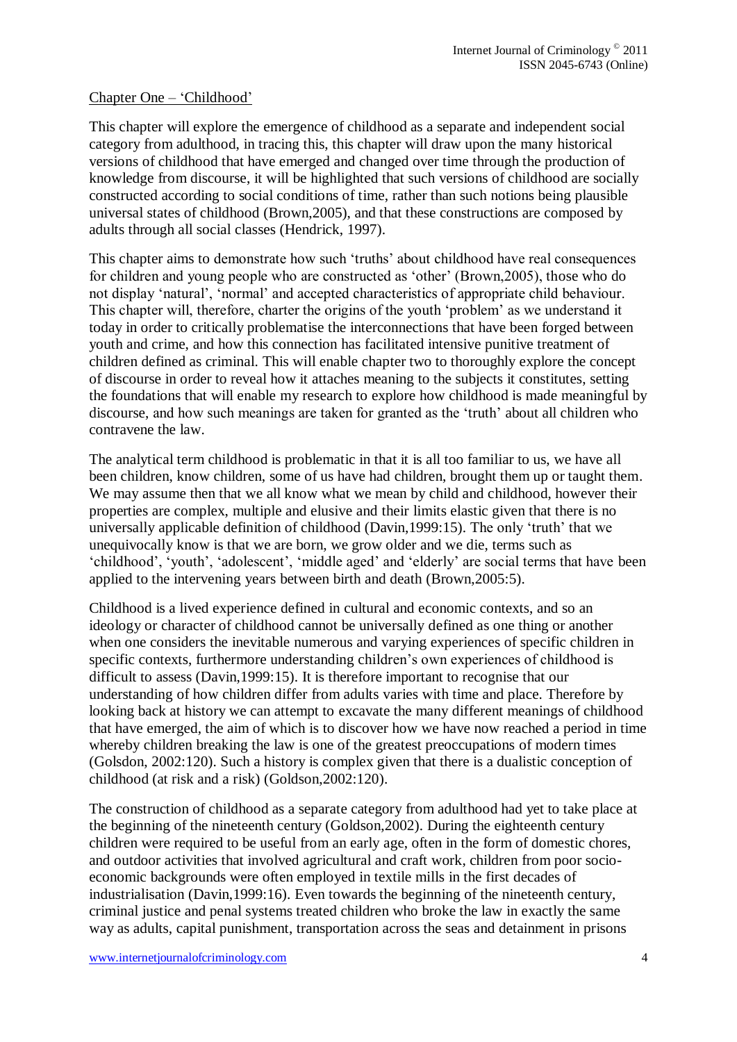Chapter One – 'Childhood'

This chapter will explore the emergence of childhood as a separate and independent social category from adulthood, in tracing this, this chapter will draw upon the many historical versions of childhood that have emerged and changed over time through the production of knowledge from discourse, it will be highlighted that such versions of childhood are socially constructed according to social conditions of time, rather than such notions being plausible universal states of childhood (Brown,2005), and that these constructions are composed by adults through all social classes (Hendrick, 1997).

This chapter aims to demonstrate how such 'truths' about childhood have real consequences for children and young people who are constructed as 'other' (Brown,2005), those who do not display 'natural', 'normal' and accepted characteristics of appropriate child behaviour. This chapter will, therefore, charter the origins of the youth 'problem' as we understand it today in order to critically problematise the interconnections that have been forged between youth and crime, and how this connection has facilitated intensive punitive treatment of children defined as criminal. This will enable chapter two to thoroughly explore the concept of discourse in order to reveal how it attaches meaning to the subjects it constitutes, setting the foundations that will enable my research to explore how childhood is made meaningful by discourse, and how such meanings are taken for granted as the 'truth' about all children who contravene the law.

The analytical term childhood is problematic in that it is all too familiar to us, we have all been children, know children, some of us have had children, brought them up or taught them. We may assume then that we all know what we mean by child and childhood, however their properties are complex, multiple and elusive and their limits elastic given that there is no universally applicable definition of childhood (Davin,1999:15). The only 'truth' that we unequivocally know is that we are born, we grow older and we die, terms such as 'childhood', 'youth', 'adolescent', 'middle aged' and 'elderly' are social terms that have been applied to the intervening years between birth and death (Brown,2005:5).

Childhood is a lived experience defined in cultural and economic contexts, and so an ideology or character of childhood cannot be universally defined as one thing or another when one considers the inevitable numerous and varying experiences of specific children in specific contexts, furthermore understanding children's own experiences of childhood is difficult to assess (Davin,1999:15). It is therefore important to recognise that our understanding of how children differ from adults varies with time and place. Therefore by looking back at history we can attempt to excavate the many different meanings of childhood that have emerged, the aim of which is to discover how we have now reached a period in time whereby children breaking the law is one of the greatest preoccupations of modern times (Golsdon, 2002:120). Such a history is complex given that there is a dualistic conception of childhood (at risk and a risk) (Goldson,2002:120).

The construction of childhood as a separate category from adulthood had yet to take place at the beginning of the nineteenth century (Goldson,2002). During the eighteenth century children were required to be useful from an early age, often in the form of domestic chores, and outdoor activities that involved agricultural and craft work, children from poor socio-economic backgrounds were often employed in textile mills in the first decades of industrialisation (Davin,1999:16). Even towards the beginning of the nineteenth century, criminal justice and penal systems treated children who broke the law in exactly the same way as adults, capital punishment, transportation across the seas and detainment in prisons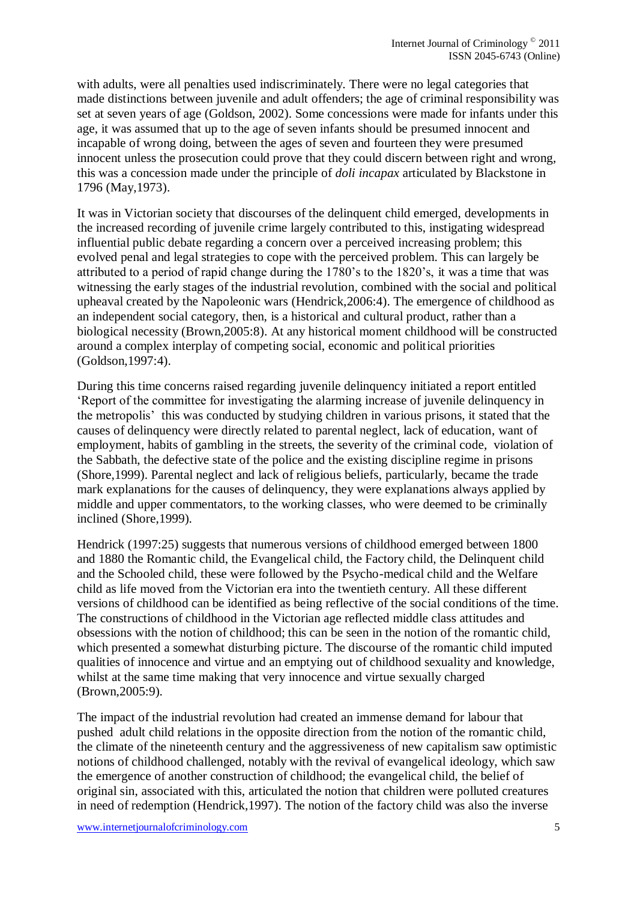with adults, were all penalties used indiscriminately. There were no legal categories that made distinctions between juvenile and adult offenders; the age of criminal responsibility was set at seven years of age (Goldson, 2002). Some concessions were made for infants under this age, it was assumed that up to the age of seven infants should be presumed innocent and incapable of wrong doing, between the ages of seven and fourteen they were presumed innocent unless the prosecution could prove that they could discern between right and wrong, this was a concession made under the principle of *doli incapax* articulated by Blackstone in 1796 (May,1973).

It was in Victorian society that discourses of the delinquent child emerged, developments in the increased recording of juvenile crime largely contributed to this, instigating widespread influential public debate regarding a concern over a perceived increasing problem; this evolved penal and legal strategies to cope with the perceived problem. This can largely be attributed to a period of rapid change during the 1780's to the 1820's, it was a time that was witnessing the early stages of the industrial revolution, combined with the social and political upheaval created by the Napoleonic wars (Hendrick,2006:4). The emergence of childhood as an independent social category, then, is a historical and cultural product, rather than a biological necessity (Brown,2005:8). At any historical moment childhood will be constructed around a complex interplay of competing social, economic and political priorities (Goldson,1997:4).

During this time concerns raised regarding juvenile delinquency initiated a report entitled 'Report of the committee for investigating the alarming increase of juvenile delinquency in the metropolis' this was conducted by studying children in various prisons, it stated that the causes of delinquency were directly related to parental neglect, lack of education, want of employment, habits of gambling in the streets, the severity of the criminal code, violation of the Sabbath, the defective state of the police and the existing discipline regime in prisons (Shore,1999). Parental neglect and lack of religious beliefs, particularly, became the trade mark explanations for the causes of delinquency, they were explanations always applied by middle and upper commentators, to the working classes, who were deemed to be criminally inclined (Shore,1999).

Hendrick (1997:25) suggests that numerous versions of childhood emerged between 1800 and 1880 the Romantic child, the Evangelical child, the Factory child, the Delinquent child and the Schooled child, these were followed by the Psycho-medical child and the Welfare child as life moved from the Victorian era into the twentieth century. All these different versions of childhood can be identified as being reflective of the social conditions of the time. The constructions of childhood in the Victorian age reflected middle class attitudes and obsessions with the notion of childhood; this can be seen in the notion of the romantic child, which presented a somewhat disturbing picture. The discourse of the romantic child imputed qualities of innocence and virtue and an emptying out of childhood sexuality and knowledge, whilst at the same time making that very innocence and virtue sexually charged (Brown,2005:9).

The impact of the industrial revolution had created an immense demand for labour that pushed adult child relations in the opposite direction from the notion of the romantic child, the climate of the nineteenth century and the aggressiveness of new capitalism saw optimistic notions of childhood challenged, notably with the revival of evangelical ideology, which saw the emergence of another construction of childhood; the evangelical child, the belief of original sin, associated with this, articulated the notion that children were polluted creatures in need of redemption (Hendrick,1997). The notion of the factory child was also the inverse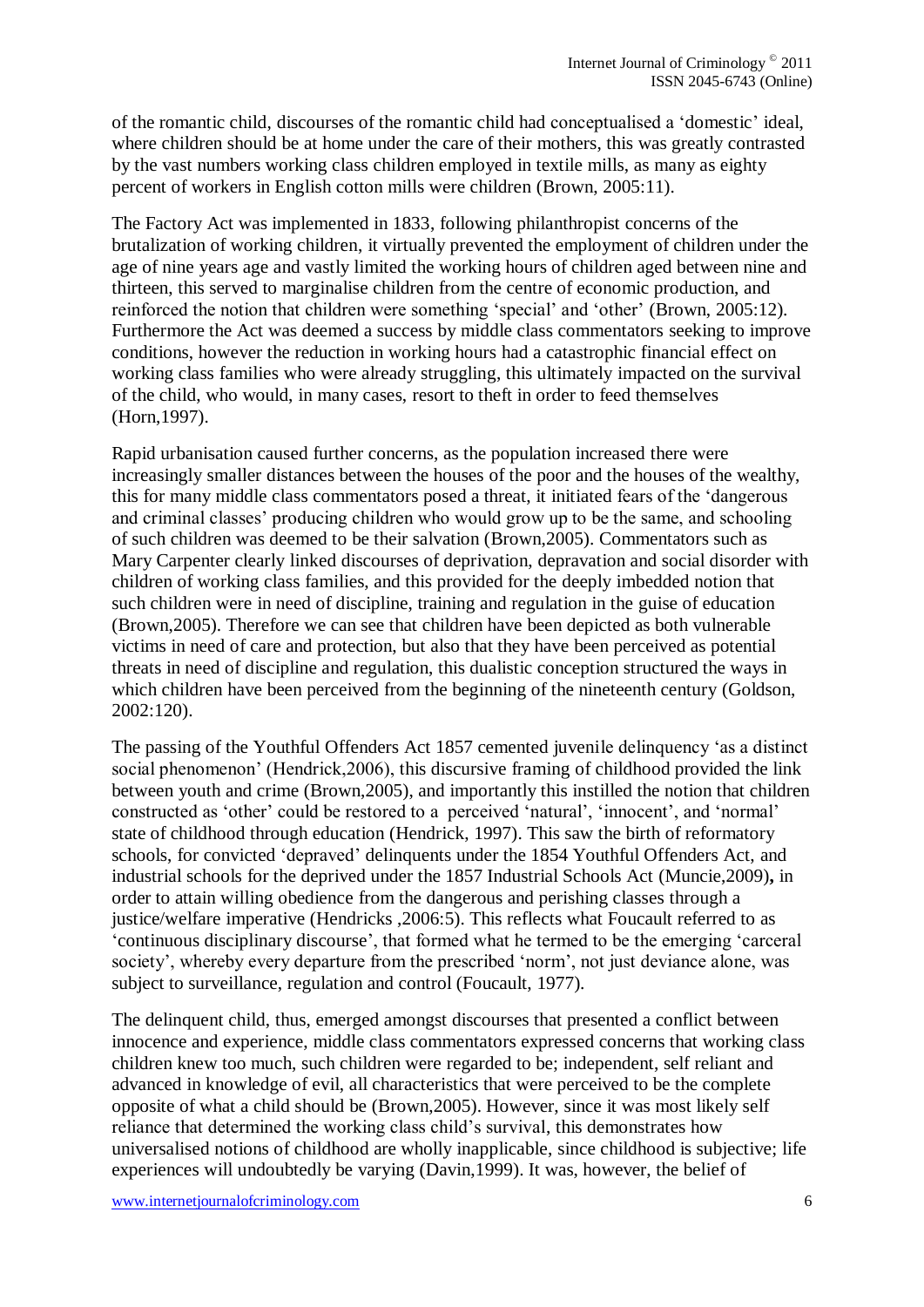of the romantic child, discourses of the romantic child had conceptualised a 'domestic' ideal, where children should be at home under the care of their mothers, this was greatly contrasted by the vast numbers working class children employed in textile mills, as many as eighty percent of workers in English cotton mills were children (Brown, 2005:11).

The Factory Act was implemented in 1833, following philanthropist concerns of the brutalization of working children, it virtually prevented the employment of children under the age of nine years age and vastly limited the working hours of children aged between nine and thirteen, this served to marginalise children from the centre of economic production, and reinforced the notion that children were something 'special' and 'other' (Brown, 2005:12). Furthermore the Act was deemed a success by middle class commentators seeking to improve conditions, however the reduction in working hours had a catastrophic financial effect on working class families who were already struggling, this ultimately impacted on the survival of the child, who would, in many cases, resort to theft in order to feed themselves (Horn,1997).

Rapid urbanisation caused further concerns, as the population increased there were increasingly smaller distances between the houses of the poor and the houses of the wealthy, this for many middle class commentators posed a threat, it initiated fears of the 'dangerous and criminal classes' producing children who would grow up to be the same, and schooling of such children was deemed to be their salvation (Brown,2005). Commentators such as Mary Carpenter clearly linked discourses of deprivation, depravation and social disorder with children of working class families, and this provided for the deeply imbedded notion that such children were in need of discipline, training and regulation in the guise of education (Brown,2005). Therefore we can see that children have been depicted as both vulnerable victims in need of care and protection, but also that they have been perceived as potential threats in need of discipline and regulation, this dualistic conception structured the ways in which children have been perceived from the beginning of the nineteenth century (Goldson, 2002:120).

The passing of the Youthful Offenders Act 1857 cemented juvenile delinquency 'as a distinct social phenomenon' (Hendrick,2006), this discursive framing of childhood provided the link between youth and crime (Brown,2005), and importantly this instilled the notion that children constructed as 'other' could be restored to a perceived 'natural', 'innocent', and 'normal' state of childhood through education (Hendrick, 1997). This saw the birth of reformatory schools, for convicted 'depraved' delinquents under the 1854 Youthful Offenders Act, and industrial schools for the deprived under the 1857 Industrial Schools Act (Muncie,2009), in order to attain willing obedience from the dangerous and perishing classes through a justice/welfare imperative (Hendricks ,2006:5). This reflects what Foucault referred to as 'continuous disciplinary discourse', that formed what he termed to be the emerging 'carceral society', whereby every departure from the prescribed 'norm', not just deviance alone, was subject to surveillance, regulation and control (Foucault, 1977).

The delinquent child, thus, emerged amongst discourses that presented a conflict between innocence and experience, middle class commentators expressed concerns that working class children knew too much, such children were regarded to be; independent, self reliant and advanced in knowledge of evil, all characteristics that were perceived to be the complete opposite of what a child should be (Brown,2005). However, since it was most likely self reliance that determined the working class child's survival, this demonstrates how universalised notions of childhood are wholly inapplicable, since childhood is subjective; life experiences will undoubtedly be varying (Davin,1999). It was, however, the belief of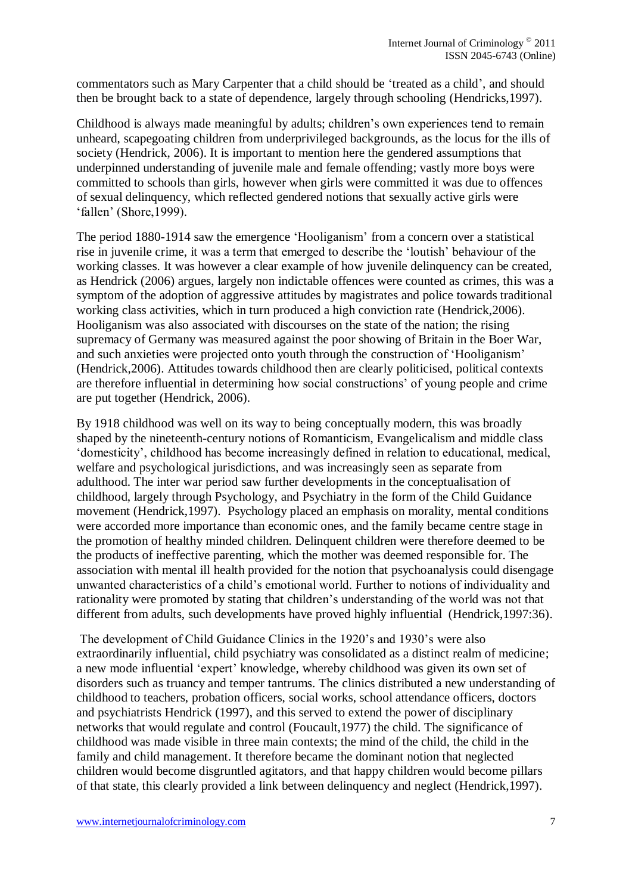commentators such as Mary Carpenter that a child should be 'treated as a child', and should then be brought back to a state of dependence, largely through schooling (Hendricks,1997).

Childhood is always made meaningful by adults; children's own experiences tend to remain unheard, scapegoating children from underprivileged backgrounds, as the locus for the ills of society (Hendrick, 2006). It is important to mention here the gendered assumptions that underpinned understanding of juvenile male and female offending; vastly more boys were committed to schools than girls, however when girls were committed it was due to offences of sexual delinquency, which reflected gendered notions that sexually active girls were 'fallen' (Shore,1999).

The period 1880-1914 saw the emergence 'Hooliganism' from a concern over a statistical rise in juvenile crime, it was a term that emerged to describe the 'loutish' behaviour of the working classes. It was however a clear example of how juvenile delinquency can be created, as Hendrick (2006) argues, largely non indictable offences were counted as crimes, this was a symptom of the adoption of aggressive attitudes by magistrates and police towards traditional working class activities, which in turn produced a high conviction rate (Hendrick,2006). Hooliganism was also associated with discourses on the state of the nation; the rising supremacy of Germany was measured against the poor showing of Britain in the Boer War, and such anxieties were projected onto youth through the construction of 'Hooliganism' (Hendrick,2006). Attitudes towards childhood then are clearly politicised, political contexts are therefore influential in determining how social constructions' of young people and crime are put together (Hendrick, 2006).

By 1918 childhood was well on its way to being conceptually modern, this was broadly shaped by the nineteenth-century notions of Romanticism, Evangelicalism and middle class 'domesticity', childhood has become increasingly defined in relation to educational, medical, welfare and psychological jurisdictions, and was increasingly seen as separate from adulthood. The inter war period saw further developments in the conceptualisation of childhood, largely through Psychology, and Psychiatry in the form of the Child Guidance movement (Hendrick,1997). Psychology placed an emphasis on morality, mental conditions were accorded more importance than economic ones, and the family became centre stage in the promotion of healthy minded children. Delinquent children were therefore deemed to be the products of ineffective parenting, which the mother was deemed responsible for. The association with mental ill health provided for the notion that psychoanalysis could disengage unwanted characteristics of a child's emotional world. Further to notions of individuality and rationality were promoted by stating that children's understanding of the world was not that different from adults, such developments have proved highly influential (Hendrick,1997:36).

The development of Child Guidance Clinics in the 1920's and 1930's were also extraordinarily influential, child psychiatry was consolidated as a distinct realm of medicine; a new mode influential 'expert' knowledge, whereby childhood was given its own set of disorders such as truancy and temper tantrums. The clinics distributed a new understanding of childhood to teachers, probation officers, social works, school attendance officers, doctors and psychiatrists Hendrick (1997), and this served to extend the power of disciplinary networks that would regulate and control (Foucault,1977) the child. The significance of childhood was made visible in three main contexts; the mind of the child, the child in the family and child management. It therefore became the dominant notion that neglected children would become disgruntled agitators, and that happy children would become pillars of that state, this clearly provided a link between delinquency and neglect (Hendrick,1997).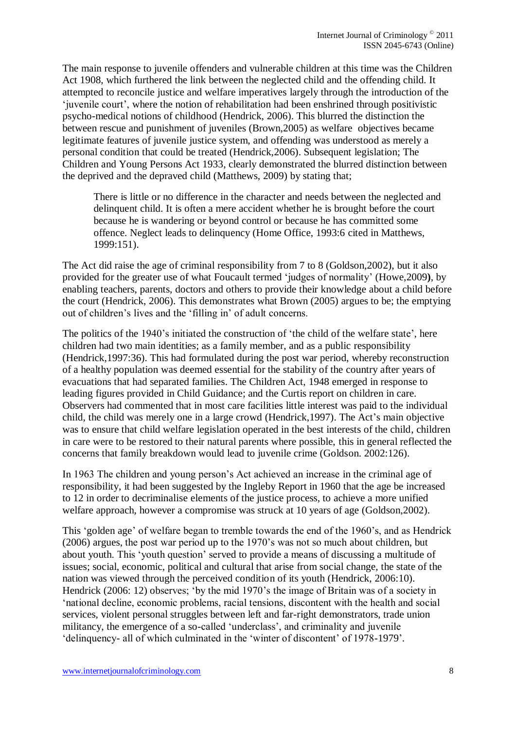The main response to juvenile offenders and vulnerable children at this time was the Children Act 1908, which furthered the link between the neglected child and the offending child. It attempted to reconcile justice and welfare imperatives largely through the introduction of the 'juvenile court', where the notion of rehabilitation had been enshrined through positivistic psycho-medical notions of childhood (Hendrick, 2006). This blurred the distinction the between rescue and punishment of juveniles (Brown,2005) as welfare objectives became legitimate features of juvenile justice system, and offending was understood as merely a personal condition that could be treated (Hendrick,2006). Subsequent legislation; The Children and Young Persons Act 1933, clearly demonstrated the blurred distinction between the deprived and the depraved child (Matthews, 2009) by stating that;

> There is little or no difference in the character and needs between the neglected and delinquent child. It is often a mere accident whether he is brought before the court because he is wandering or beyond control or because he has committed some offence. Neglect leads to delinquency (Home Office, 1993:6 cited in Matthews, 1999:151).

The Act did raise the age of criminal responsibility from 7 to 8 (Goldson,2002), but it also provided for the greater use of what Foucault termed 'judges of normality' (Howe,2009**)**, by enabling teachers, parents, doctors and others to provide their knowledge about a child before the court (Hendrick, 2006). This demonstrates what Brown (2005) argues to be; the emptying out of children's lives and the 'filling in' of adult concerns.

The politics of the 1940's initiated the construction of 'the child of the welfare state', here children had two main identities; as a family member, and as a public responsibility (Hendrick,1997:36). This had formulated during the post war period, whereby reconstruction of a healthy population was deemed essential for the stability of the country after years of evacuations that had separated families. The Children Act, 1948 emerged in response to leading figures provided in Child Guidance; and the Curtis report on children in care. Observers had commented that in most care facilities little interest was paid to the individual child, the child was merely one in a large crowd (Hendrick,1997). The Act's main objective was to ensure that child welfare legislation operated in the best interests of the child, children in care were to be restored to their natural parents where possible, this in general reflected the concerns that family breakdown would lead to juvenile crime (Goldson. 2002:126).

In 1963 The children and young person's Act achieved an increase in the criminal age of responsibility, it had been suggested by the Ingleby Report in 1960 that the age be increased to 12 in order to decriminalise elements of the justice process, to achieve a more unified welfare approach, however a compromise was struck at 10 years of age (Goldson,2002).

This 'golden age' of welfare began to tremble towards the end of the 1960's, and as Hendrick (2006) argues, the post war period up to the 1970's was not so much about children, but about youth. This 'youth question' served to provide a means of discussing a multitude of issues; social, economic, political and cultural that arise from social change, the state of the nation was viewed through the perceived condition of its youth (Hendrick, 2006:10). Hendrick (2006: 12) observes; 'by the mid 1970's the image of Britain was of a society in 'national decline, economic problems, racial tensions, discontent with the health and social services, violent personal struggles between left and far-right demonstrators, trade union militancy, the emergence of a so-called 'underclass', and criminality and juvenile 'delinquency- all of which culminated in the 'winter of discontent' of 1978-1979'.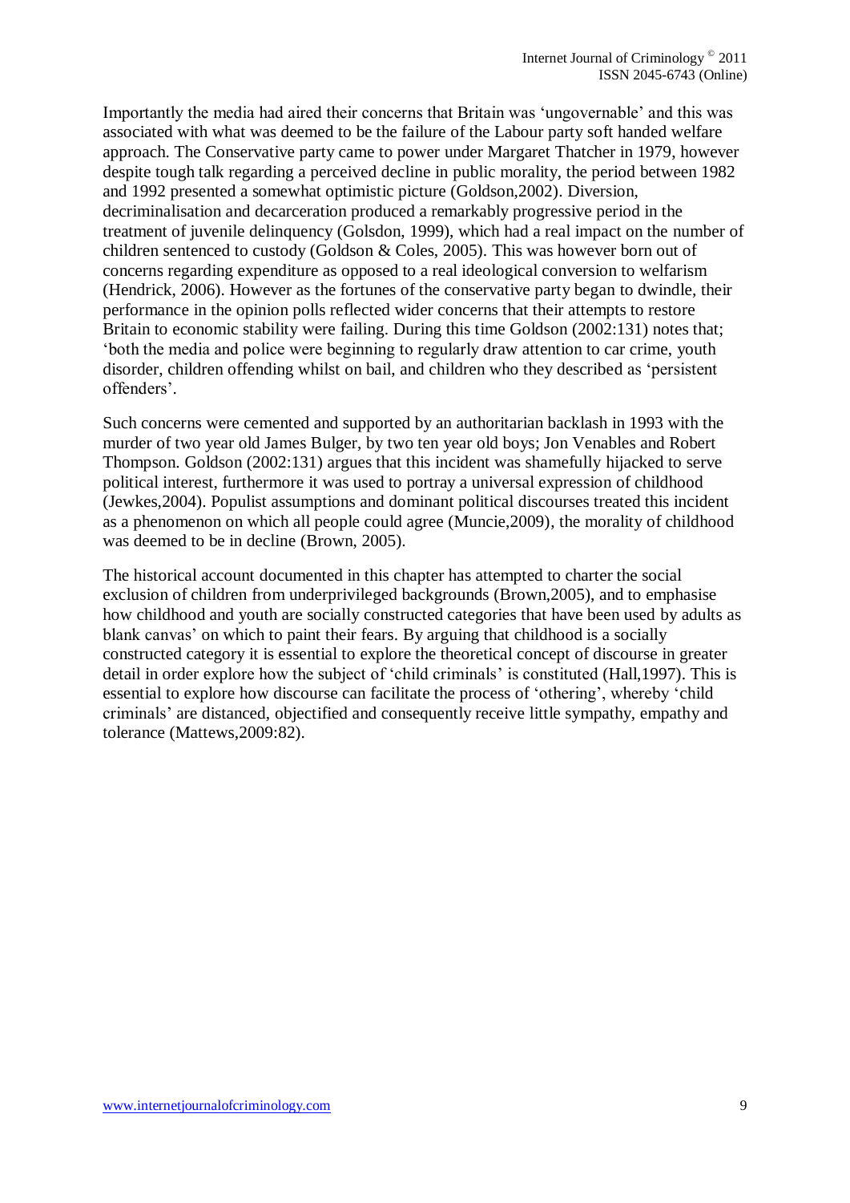Importantly the media had aired their concerns that Britain was 'ungovernable' and this was associated with what was deemed to be the failure of the Labour party soft handed welfare approach. The Conservative party came to power under Margaret Thatcher in 1979, however despite tough talk regarding a perceived decline in public morality, the period between 1982 and 1992 presented a somewhat optimistic picture (Goldson,2002). Diversion, decriminalisation and decarceration produced a remarkably progressive period in the treatment of juvenile delinquency (Golsdon, 1999), which had a real impact on the number of children sentenced to custody (Goldson & Coles, 2005). This was however born out of concerns regarding expenditure as opposed to a real ideological conversion to welfarism (Hendrick, 2006). However as the fortunes of the conservative party began to dwindle, their performance in the opinion polls reflected wider concerns that their attempts to restore Britain to economic stability were failing. During this time Goldson (2002:131) notes that; 'both the media and police were beginning to regularly draw attention to car crime, youth disorder, children offending whilst on bail, and children who they described as 'persistent offenders'.

Such concerns were cemented and supported by an authoritarian backlash in 1993 with the murder of two year old James Bulger, by two ten year old boys; Jon Venables and Robert Thompson. Goldson (2002:131) argues that this incident was shamefully hijacked to serve political interest, furthermore it was used to portray a universal expression of childhood (Jewkes,2004). Populist assumptions and dominant political discourses treated this incident as a phenomenon on which all people could agree (Muncie,2009), the morality of childhood was deemed to be in decline (Brown, 2005).

The historical account documented in this chapter has attempted to charter the social exclusion of children from underprivileged backgrounds (Brown,2005), and to emphasise how childhood and youth are socially constructed categories that have been used by adults as blank canvas' on which to paint their fears. By arguing that childhood is a socially constructed category it is essential to explore the theoretical concept of discourse in greater detail in order explore how the subject of 'child criminals' is constituted (Hall,1997). This is essential to explore how discourse can facilitate the process of 'othering', whereby 'child criminals' are distanced, objectified and consequently receive little sympathy, empathy and tolerance (Mattews,2009:82).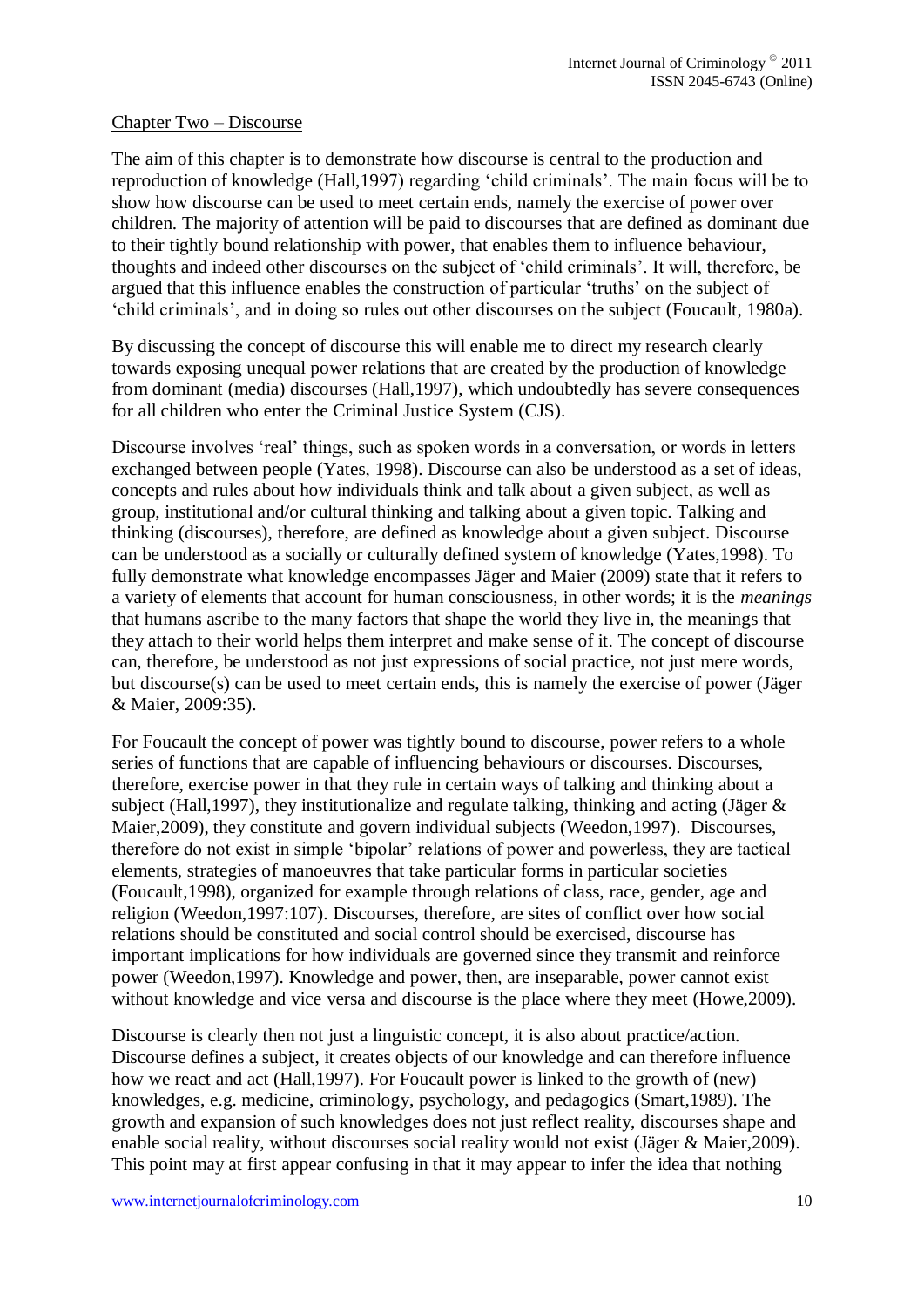Chapter Two – Discourse

The aim of this chapter is to demonstrate how discourse is central to the production and reproduction of knowledge (Hall,1997) regarding 'child criminals'. The main focus will be to show how discourse can be used to meet certain ends, namely the exercise of power over children. The majority of attention will be paid to discourses that are defined as dominant due to their tightly bound relationship with power, that enables them to influence behaviour, thoughts and indeed other discourses on the subject of 'child criminals'. It will, therefore, be argued that this influence enables the construction of particular 'truths' on the subject of 'child criminals', and in doing so rules out other discourses on the subject (Foucault, 1980a).

By discussing the concept of discourse this will enable me to direct my research clearly towards exposing unequal power relations that are created by the production of knowledge from dominant (media) discourses (Hall,1997), which undoubtedly has severe consequences for all children who enter the Criminal Justice System (CJS).

Discourse involves 'real' things, such as spoken words in a conversation, or words in letters exchanged between people (Yates, 1998). Discourse can also be understood as a set of ideas, concepts and rules about how individuals think and talk about a given subject, as well as group, institutional and/or cultural thinking and talking about a given topic. Talking and thinking (discourses), therefore, are defined as knowledge about a given subject. Discourse can be understood as a socially or culturally defined system of knowledge (Yates,1998). To fully demonstrate what knowledge encompasses Jäger and Maier (2009) state that it refers to a variety of elements that account for human consciousness, in other words; it is the *meanings* that humans ascribe to the many factors that shape the world they live in, the meanings that they attach to their world helps them interpret and make sense of it. The concept of discourse can, therefore, be understood as not just expressions of social practice, not just mere words, but discourse(s) can be used to meet certain ends, this is namely the exercise of power (Jäger & Maier, 2009:35).

For Foucault the concept of power was tightly bound to discourse, power refers to a whole series of functions that are capable of influencing behaviours or discourses. Discourses, therefore, exercise power in that they rule in certain ways of talking and thinking about a subject (Hall,1997), they institutionalize and regulate talking, thinking and acting (Jäger & Maier,2009), they constitute and govern individual subjects (Weedon,1997). Discourses, therefore do not exist in simple 'bipolar' relations of power and powerless, they are tactical elements, strategies of manoeuvres that take particular forms in particular societies (Foucault,1998), organized for example through relations of class, race, gender, age and religion (Weedon,1997:107). Discourses, therefore, are sites of conflict over how social relations should be constituted and social control should be exercised, discourse has important implications for how individuals are governed since they transmit and reinforce power (Weedon,1997). Knowledge and power, then, are inseparable, power cannot exist without knowledge and vice versa and discourse is the place where they meet (Howe,2009).

Discourse is clearly then not just a linguistic concept, it is also about practice/action. Discourse defines a subject, it creates objects of our knowledge and can therefore influence how we react and act (Hall,1997). For Foucault power is linked to the growth of (new) knowledges, e.g. medicine, criminology, psychology, and pedagogics (Smart,1989). The growth and expansion of such knowledges does not just reflect reality, discourses shape and enable social reality, without discourses social reality would not exist (Jäger & Maier,2009). This point may at first appear confusing in that it may appear to infer the idea that nothing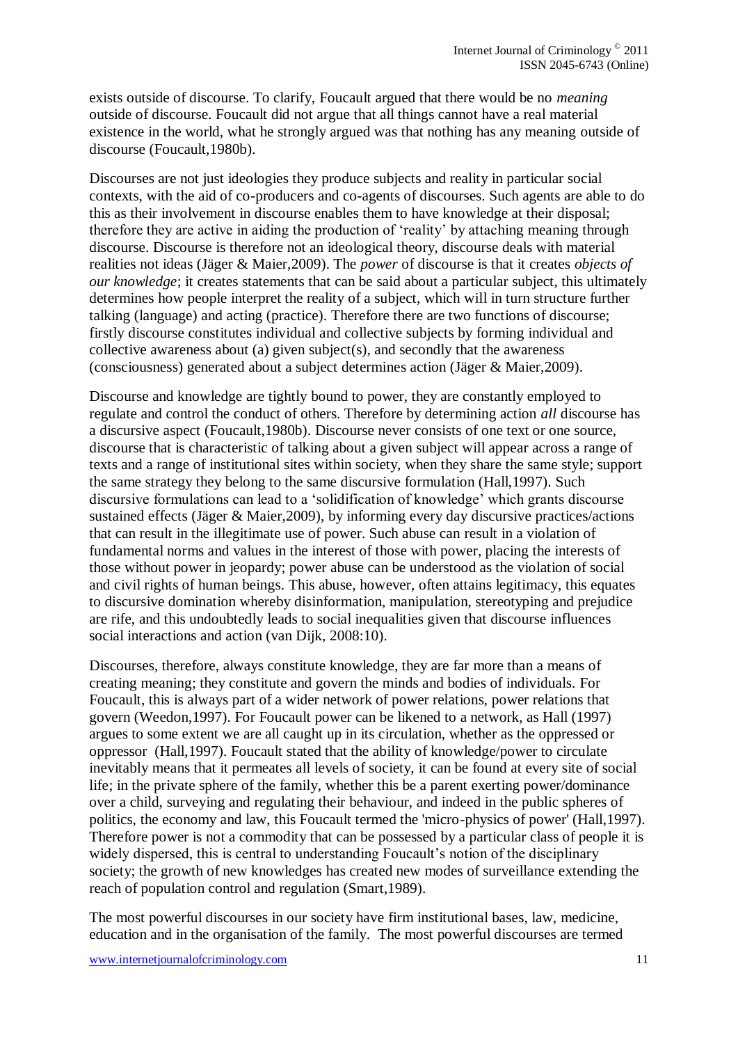exists outside of discourse. To clarify, Foucault argued that there would be no *meaning* outside of discourse. Foucault did not argue that all things cannot have a real material existence in the world, what he strongly argued was that nothing has any meaning outside of discourse (Foucault,1980b).

Discourses are not just ideologies they produce subjects and reality in particular social contexts, with the aid of co-producers and co-agents of discourses. Such agents are able to do this as their involvement in discourse enables them to have knowledge at their disposal; therefore they are active in aiding the production of 'reality' by attaching meaning through discourse. Discourse is therefore not an ideological theory, discourse deals with material realities not ideas (Jäger & Maier,2009). The *power* of discourse is that it creates *objects of our knowledge*; it creates statements that can be said about a particular subject, this ultimately determines how people interpret the reality of a subject, which will in turn structure further talking (language) and acting (practice). Therefore there are two functions of discourse; firstly discourse constitutes individual and collective subjects by forming individual and collective awareness about (a) given subject(s), and secondly that the awareness (consciousness) generated about a subject determines action (Jäger & Maier,2009).

Discourse and knowledge are tightly bound to power, they are constantly employed to regulate and control the conduct of others. Therefore by determining action *all* discourse has a discursive aspect (Foucault,1980b). Discourse never consists of one text or one source, discourse that is characteristic of talking about a given subject will appear across a range of texts and a range of institutional sites within society, when they share the same style; support the same strategy they belong to the same discursive formulation (Hall,1997). Such discursive formulations can lead to a 'solidification of knowledge' which grants discourse sustained effects (Jäger & Maier,2009), by informing every day discursive practices/actions that can result in the illegitimate use of power. Such abuse can result in a violation of fundamental norms and values in the interest of those with power, placing the interests of those without power in jeopardy; power abuse can be understood as the violation of social and civil rights of human beings. This abuse, however, often attains legitimacy, this equates to discursive domination whereby disinformation, manipulation, stereotyping and prejudice are rife, and this undoubtedly leads to social inequalities given that discourse influences social interactions and action (van Dijk, 2008:10).

Discourses, therefore, always constitute knowledge, they are far more than a means of creating meaning; they constitute and govern the minds and bodies of individuals. For Foucault, this is always part of a wider network of power relations, power relations that govern (Weedon,1997). For Foucault power can be likened to a network, as Hall (1997) argues to some extent we are all caught up in its circulation, whether as the oppressed or oppressor (Hall,1997). Foucault stated that the ability of knowledge/power to circulate inevitably means that it permeates all levels of society, it can be found at every site of social life; in the private sphere of the family, whether this be a parent exerting power/dominance over a child, surveying and regulating their behaviour, and indeed in the public spheres of politics, the economy and law, this Foucault termed the 'micro-physics of power' (Hall,1997). Therefore power is not a commodity that can be possessed by a particular class of people it is widely dispersed, this is central to understanding Foucault's notion of the disciplinary society; the growth of new knowledges has created new modes of surveillance extending the reach of population control and regulation (Smart,1989).

The most powerful discourses in our society have firm institutional bases, law, medicine, education and in the organisation of the family. The most powerful discourses are termed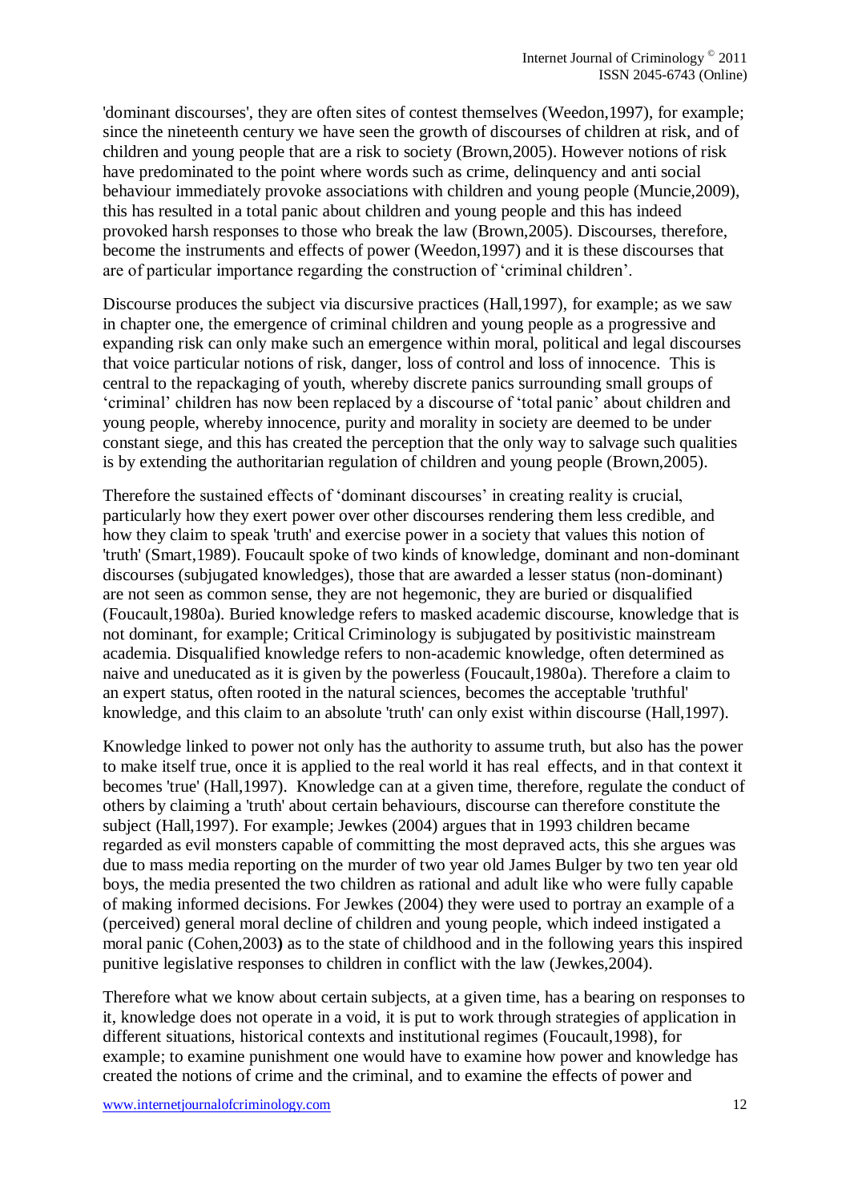'dominant discourses', they are often sites of contest themselves (Weedon,1997), for example; since the nineteenth century we have seen the growth of discourses of children at risk, and of children and young people that are a risk to society (Brown,2005). However notions of risk have predominated to the point where words such as crime, delinquency and anti social behaviour immediately provoke associations with children and young people (Muncie,2009), this has resulted in a total panic about children and young people and this has indeed provoked harsh responses to those who break the law (Brown,2005). Discourses, therefore, become the instruments and effects of power (Weedon,1997) and it is these discourses that are of particular importance regarding the construction of 'criminal children'.

Discourse produces the subject via discursive practices (Hall,1997), for example; as we saw in chapter one, the emergence of criminal children and young people as a progressive and expanding risk can only make such an emergence within moral, political and legal discourses that voice particular notions of risk, danger, loss of control and loss of innocence. This is central to the repackaging of youth, whereby discrete panics surrounding small groups of 'criminal' children has now been replaced by a discourse of 'total panic' about children and young people, whereby innocence, purity and morality in society are deemed to be under constant siege, and this has created the perception that the only way to salvage such qualities is by extending the authoritarian regulation of children and young people (Brown,2005).

Therefore the sustained effects of 'dominant discourses' in creating reality is crucial, particularly how they exert power over other discourses rendering them less credible, and how they claim to speak 'truth' and exercise power in a society that values this notion of 'truth' (Smart,1989). Foucault spoke of two kinds of knowledge, dominant and non-dominant discourses (subjugated knowledges), those that are awarded a lesser status (non-dominant) are not seen as common sense, they are not hegemonic, they are buried or disqualified (Foucault,1980a). Buried knowledge refers to masked academic discourse, knowledge that is not dominant, for example; Critical Criminology is subjugated by positivistic mainstream academia. Disqualified knowledge refers to non-academic knowledge, often determined as naive and uneducated as it is given by the powerless (Foucault,1980a). Therefore a claim to an expert status, often rooted in the natural sciences, becomes the acceptable 'truthful' knowledge, and this claim to an absolute 'truth' can only exist within discourse (Hall,1997).

Knowledge linked to power not only has the authority to assume truth, but also has the power to make itself true, once it is applied to the real world it has real effects, and in that context it becomes 'true' (Hall,1997). Knowledge can at a given time, therefore, regulate the conduct of others by claiming a 'truth' about certain behaviours, discourse can therefore constitute the subject (Hall,1997). For example; Jewkes (2004) argues that in 1993 children became regarded as evil monsters capable of committing the most depraved acts, this she argues was due to mass media reporting on the murder of two year old James Bulger by two ten year old boys, the media presented the two children as rational and adult like who were fully capable of making informed decisions. For Jewkes (2004) they were used to portray an example of a (perceived) general moral decline of children and young people, which indeed instigated a moral panic (Cohen,2003**)** as to the state of childhood and in the following years this inspired punitive legislative responses to children in conflict with the law (Jewkes,2004).

Therefore what we know about certain subjects, at a given time, has a bearing on responses to it, knowledge does not operate in a void, it is put to work through strategies of application in different situations, historical contexts and institutional regimes (Foucault,1998), for example; to examine punishment one would have to examine how power and knowledge has created the notions of crime and the criminal, and to examine the effects of power and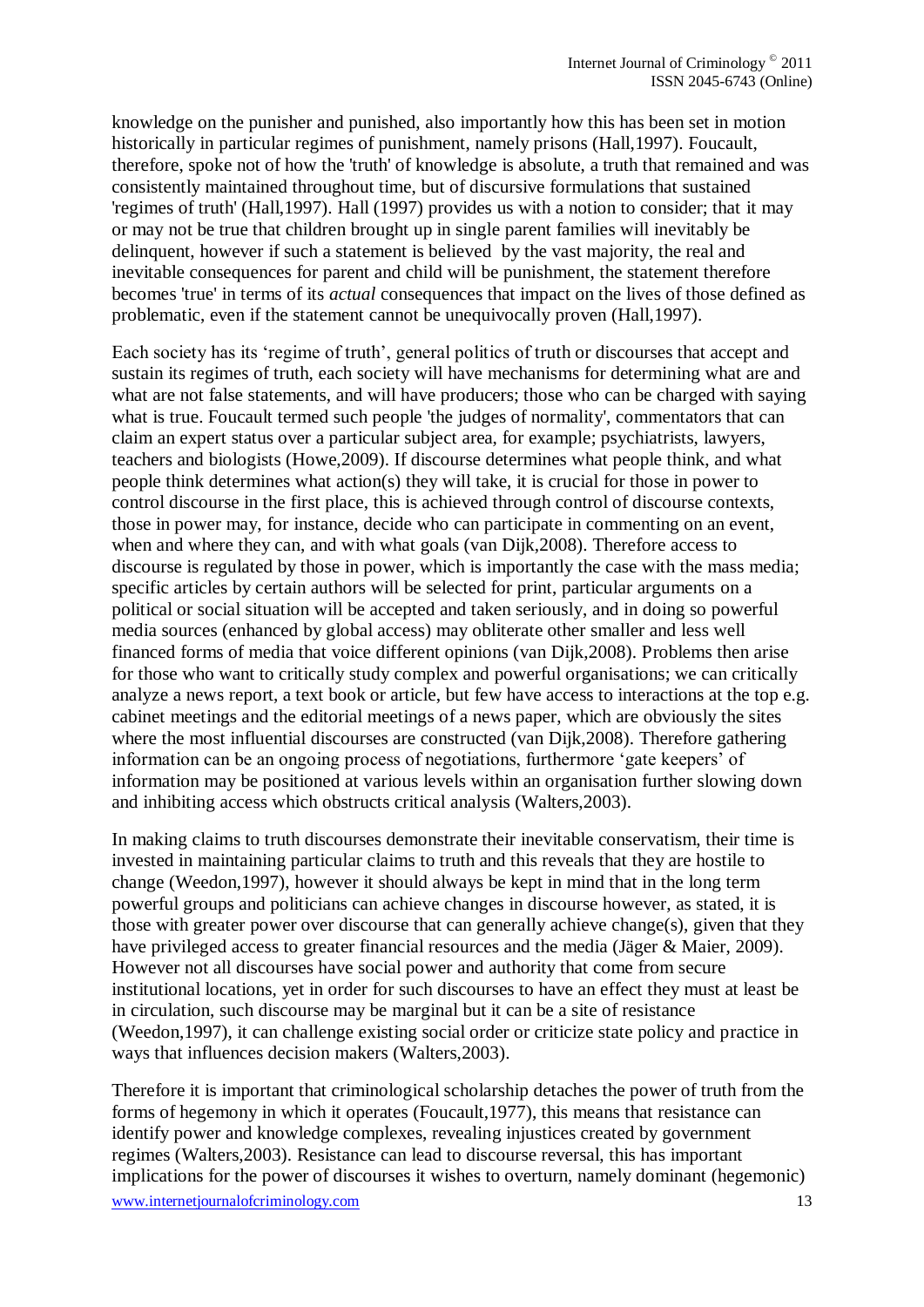knowledge on the punisher and punished, also importantly how this has been set in motion historically in particular regimes of punishment, namely prisons (Hall,1997). Foucault, therefore, spoke not of how the 'truth' of knowledge is absolute, a truth that remained and was consistently maintained throughout time, but of discursive formulations that sustained 'regimes of truth' (Hall,1997). Hall (1997) provides us with a notion to consider; that it may or may not be true that children brought up in single parent families will inevitably be delinquent, however if such a statement is believed by the vast majority, the real and inevitable consequences for parent and child will be punishment, the statement therefore becomes 'true' in terms of its *actual* consequences that impact on the lives of those defined as problematic, even if the statement cannot be unequivocally proven (Hall,1997).

Each society has its 'regime of truth', general politics of truth or discourses that accept and sustain its regimes of truth, each society will have mechanisms for determining what are and what are not false statements, and will have producers; those who can be charged with saying what is true. Foucault termed such people 'the judges of normality', commentators that can claim an expert status over a particular subject area, for example; psychiatrists, lawyers, teachers and biologists (Howe,2009). If discourse determines what people think, and what people think determines what action(s) they will take, it is crucial for those in power to control discourse in the first place, this is achieved through control of discourse contexts, those in power may, for instance, decide who can participate in commenting on an event, when and where they can, and with what goals (van Dijk,2008). Therefore access to discourse is regulated by those in power, which is importantly the case with the mass media; specific articles by certain authors will be selected for print, particular arguments on a political or social situation will be accepted and taken seriously, and in doing so powerful media sources (enhanced by global access) may obliterate other smaller and less well financed forms of media that voice different opinions (van Dijk,2008). Problems then arise for those who want to critically study complex and powerful organisations; we can critically analyze a news report, a text book or article, but few have access to interactions at the top e.g. cabinet meetings and the editorial meetings of a news paper, which are obviously the sites where the most influential discourses are constructed (van Dijk,2008). Therefore gathering information can be an ongoing process of negotiations, furthermore 'gate keepers' of information may be positioned at various levels within an organisation further slowing down and inhibiting access which obstructs critical analysis (Walters,2003).

In making claims to truth discourses demonstrate their inevitable conservatism, their time is invested in maintaining particular claims to truth and this reveals that they are hostile to change (Weedon,1997), however it should always be kept in mind that in the long term powerful groups and politicians can achieve changes in discourse however, as stated, it is those with greater power over discourse that can generally achieve change(s), given that they have privileged access to greater financial resources and the media (Jäger & Maier, 2009). However not all discourses have social power and authority that come from secure institutional locations, yet in order for such discourses to have an effect they must at least be in circulation, such discourse may be marginal but it can be a site of resistance (Weedon,1997), it can challenge existing social order or criticize state policy and practice in ways that influences decision makers (Walters,2003).

Therefore it is important that criminological scholarship detaches the power of truth from the forms of hegemony in which it operates (Foucault,1977), this means that resistance can identify power and knowledge complexes, revealing injustices created by government regimes (Walters,2003). Resistance can lead to discourse reversal, this has important implications for the power of discourses it wishes to overturn, namely dominant (hegemonic)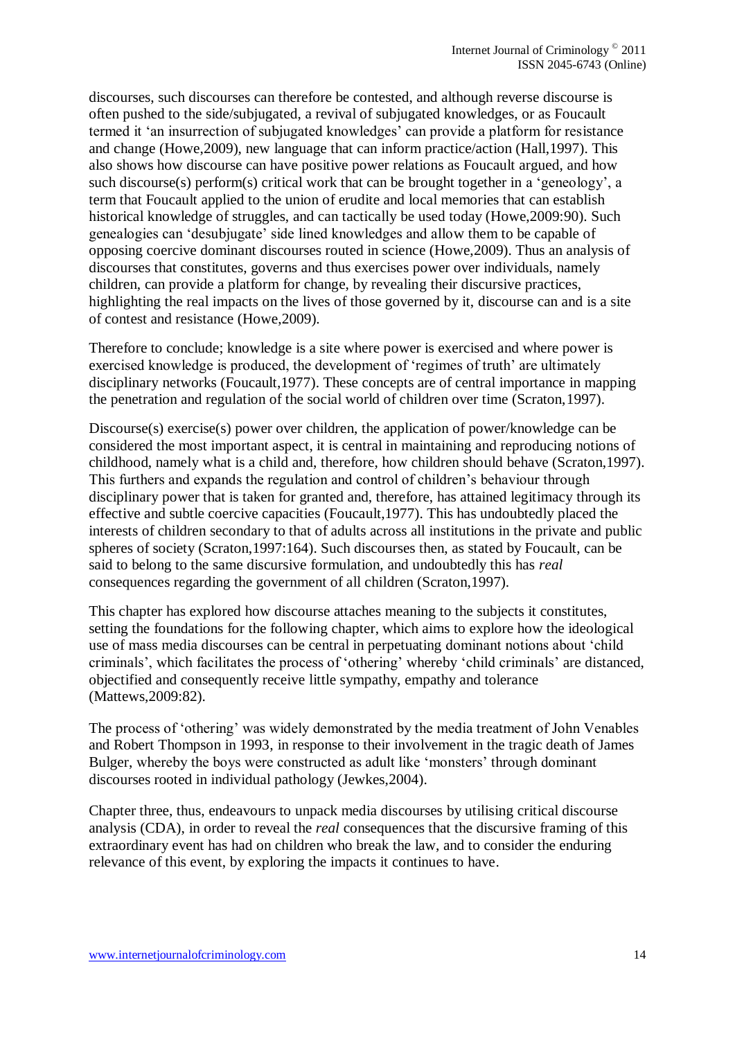discourses, such discourses can therefore be contested, and although reverse discourse is often pushed to the side/subjugated, a revival of subjugated knowledges, or as Foucault termed it 'an insurrection of subjugated knowledges' can provide a platform for resistance and change (Howe,2009), new language that can inform practice/action (Hall,1997). This also shows how discourse can have positive power relations as Foucault argued, and how such discourse(s) perform(s) critical work that can be brought together in a 'geneology', a term that Foucault applied to the union of erudite and local memories that can establish historical knowledge of struggles, and can tactically be used today (Howe,2009:90). Such genealogies can 'desubjugate' side lined knowledges and allow them to be capable of opposing coercive dominant discourses routed in science (Howe,2009). Thus an analysis of discourses that constitutes, governs and thus exercises power over individuals, namely children, can provide a platform for change, by revealing their discursive practices, highlighting the real impacts on the lives of those governed by it, discourse can and is a site of contest and resistance (Howe,2009).

Therefore to conclude; knowledge is a site where power is exercised and where power is exercised knowledge is produced, the development of 'regimes of truth' are ultimately disciplinary networks (Foucault,1977). These concepts are of central importance in mapping the penetration and regulation of the social world of children over time (Scraton,1997).

Discourse(s) exercise(s) power over children, the application of power/knowledge can be considered the most important aspect, it is central in maintaining and reproducing notions of childhood, namely what is a child and, therefore, how children should behave (Scraton,1997). This furthers and expands the regulation and control of children's behaviour through disciplinary power that is taken for granted and, therefore, has attained legitimacy through its effective and subtle coercive capacities (Foucault,1977). This has undoubtedly placed the interests of children secondary to that of adults across all institutions in the private and public spheres of society (Scraton,1997:164). Such discourses then, as stated by Foucault, can be said to belong to the same discursive formulation, and undoubtedly this has *real* consequences regarding the government of all children (Scraton,1997).

This chapter has explored how discourse attaches meaning to the subjects it constitutes, setting the foundations for the following chapter, which aims to explore how the ideological use of mass media discourses can be central in perpetuating dominant notions about 'child criminals', which facilitates the process of 'othering' whereby 'child criminals' are distanced, objectified and consequently receive little sympathy, empathy and tolerance (Mattews,2009:82).

The process of 'othering' was widely demonstrated by the media treatment of John Venables and Robert Thompson in 1993, in response to their involvement in the tragic death of James Bulger, whereby the boys were constructed as adult like 'monsters' through dominant discourses rooted in individual pathology (Jewkes,2004).

Chapter three, thus, endeavours to unpack media discourses by utilising critical discourse analysis (CDA), in order to reveal the *real* consequences that the discursive framing of this extraordinary event has had on children who break the law, and to consider the enduring relevance of this event, by exploring the impacts it continues to have.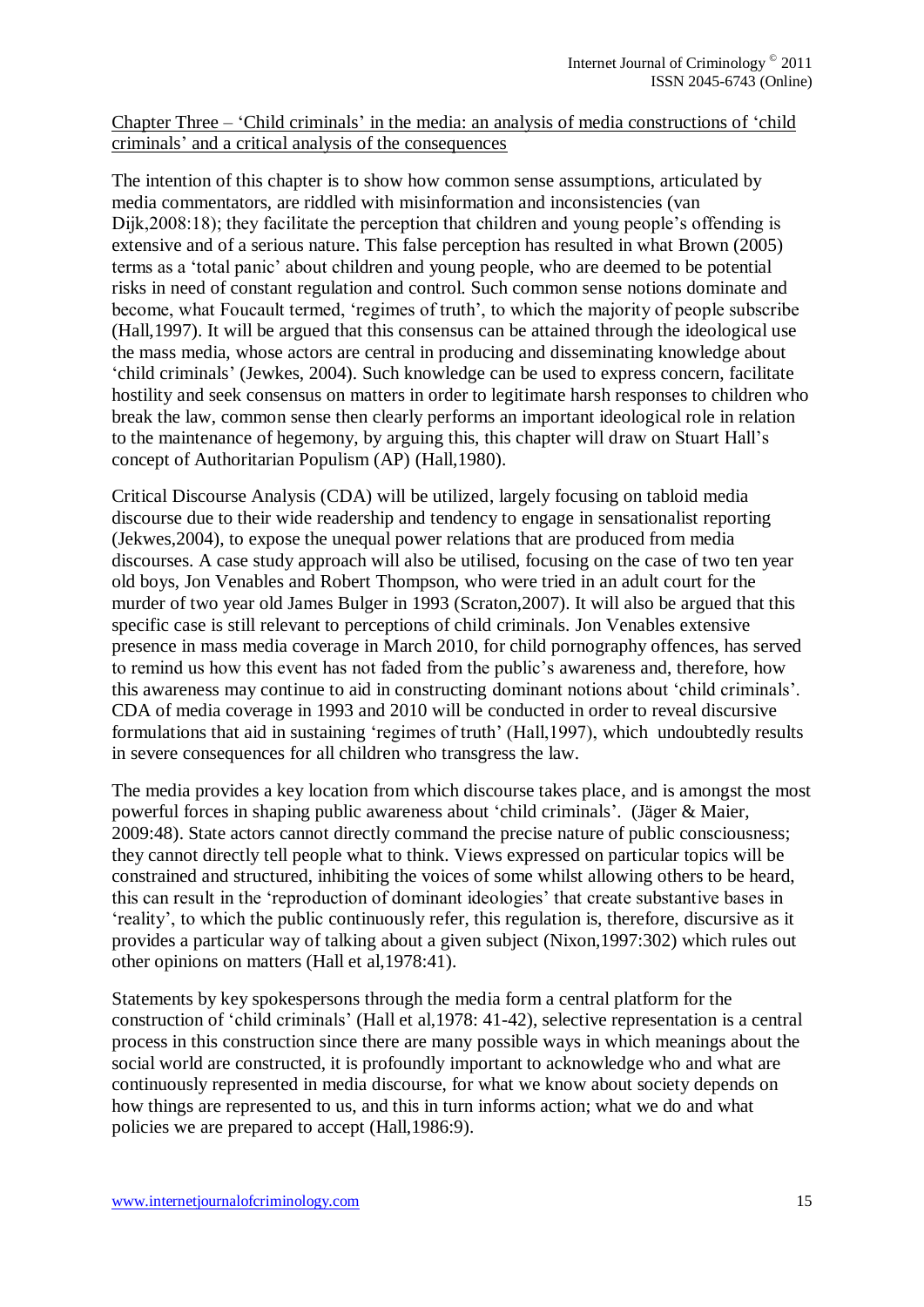## Chapter Three – 'Child criminals' in the media: an analysis of media constructions of 'child criminals' and a critical analysis of the consequences

The intention of this chapter is to show how common sense assumptions, articulated by media commentators, are riddled with misinformation and inconsistencies (van Dijk,2008:18); they facilitate the perception that children and young people's offending is extensive and of a serious nature. This false perception has resulted in what Brown (2005) terms as a 'total panic' about children and young people, who are deemed to be potential risks in need of constant regulation and control. Such common sense notions dominate and become, what Foucault termed, 'regimes of truth', to which the majority of people subscribe (Hall,1997). It will be argued that this consensus can be attained through the ideological use the mass media, whose actors are central in producing and disseminating knowledge about 'child criminals' (Jewkes, 2004). Such knowledge can be used to express concern, facilitate hostility and seek consensus on matters in order to legitimate harsh responses to children who break the law, common sense then clearly performs an important ideological role in relation to the maintenance of hegemony, by arguing this, this chapter will draw on Stuart Hall's concept of Authoritarian Populism (AP) (Hall,1980).

Critical Discourse Analysis (CDA) will be utilized, largely focusing on tabloid media discourse due to their wide readership and tendency to engage in sensationalist reporting (Jekwes,2004), to expose the unequal power relations that are produced from media discourses. A case study approach will also be utilised, focusing on the case of two ten year old boys, Jon Venables and Robert Thompson, who were tried in an adult court for the murder of two year old James Bulger in 1993 (Scraton,2007). It will also be argued that this specific case is still relevant to perceptions of child criminals. Jon Venables extensive presence in mass media coverage in March 2010, for child pornography offences, has served to remind us how this event has not faded from the public's awareness and, therefore, how this awareness may continue to aid in constructing dominant notions about 'child criminals'. CDA of media coverage in 1993 and 2010 will be conducted in order to reveal discursive formulations that aid in sustaining 'regimes of truth' (Hall,1997), which undoubtedly results in severe consequences for all children who transgress the law.

The media provides a key location from which discourse takes place, and is amongst the most powerful forces in shaping public awareness about 'child criminals'. (Jäger & Maier, 2009:48). State actors cannot directly command the precise nature of public consciousness; they cannot directly tell people what to think. Views expressed on particular topics will be constrained and structured, inhibiting the voices of some whilst allowing others to be heard, this can result in the 'reproduction of dominant ideologies' that create substantive bases in 'reality', to which the public continuously refer, this regulation is, therefore, discursive as it provides a particular way of talking about a given subject (Nixon,1997:302) which rules out other opinions on matters (Hall et al,1978:41).

Statements by key spokespersons through the media form a central platform for the construction of 'child criminals' (Hall et al,1978: 41-42), selective representation is a central process in this construction since there are many possible ways in which meanings about the social world are constructed, it is profoundly important to acknowledge who and what are continuously represented in media discourse, for what we know about society depends on how things are represented to us, and this in turn informs action; what we do and what policies we are prepared to accept (Hall,1986:9).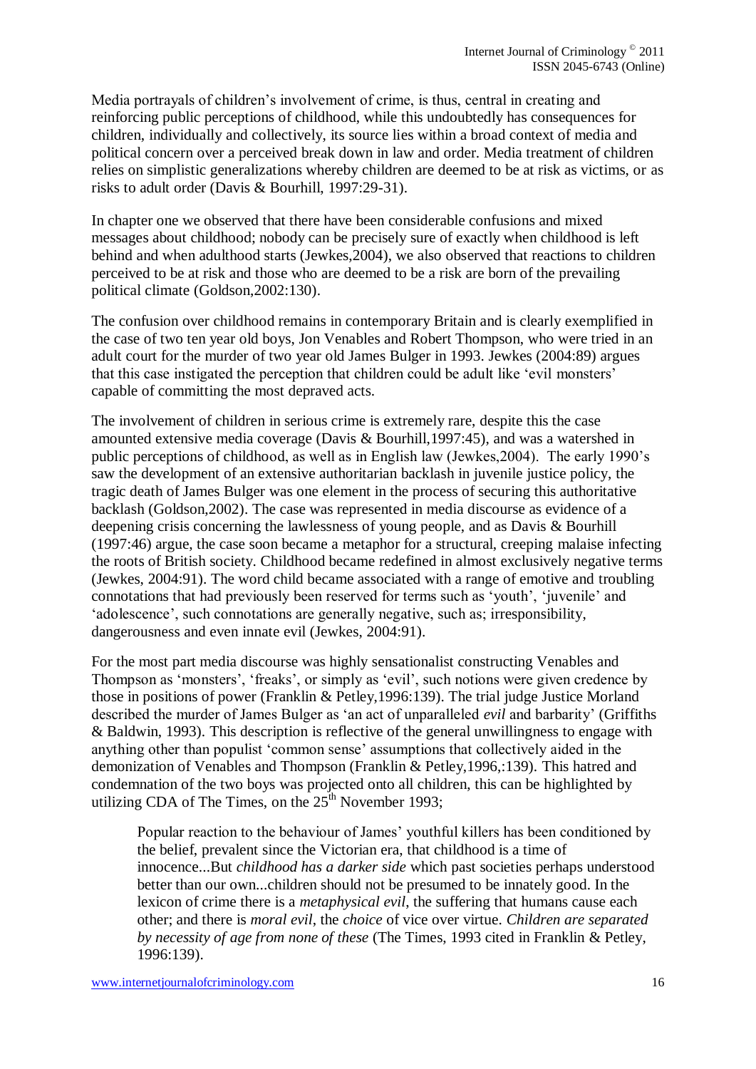Media portrayals of children's involvement of crime, is thus, central in creating and reinforcing public perceptions of childhood, while this undoubtedly has consequences for children, individually and collectively, its source lies within a broad context of media and political concern over a perceived break down in law and order. Media treatment of children relies on simplistic generalizations whereby children are deemed to be at risk as victims, or as risks to adult order (Davis & Bourhill, 1997:29-31).

In chapter one we observed that there have been considerable confusions and mixed messages about childhood; nobody can be precisely sure of exactly when childhood is left behind and when adulthood starts (Jewkes,2004), we also observed that reactions to children perceived to be at risk and those who are deemed to be a risk are born of the prevailing political climate (Goldson,2002:130).

The confusion over childhood remains in contemporary Britain and is clearly exemplified in the case of two ten year old boys, Jon Venables and Robert Thompson, who were tried in an adult court for the murder of two year old James Bulger in 1993. Jewkes (2004:89) argues that this case instigated the perception that children could be adult like 'evil monsters' capable of committing the most depraved acts.

The involvement of children in serious crime is extremely rare, despite this the case amounted extensive media coverage (Davis & Bourhill,1997:45), and was a watershed in public perceptions of childhood, as well as in English law (Jewkes,2004). The early 1990's saw the development of an extensive authoritarian backlash in juvenile justice policy, the tragic death of James Bulger was one element in the process of securing this authoritative backlash (Goldson,2002). The case was represented in media discourse as evidence of a deepening crisis concerning the lawlessness of young people, and as Davis & Bourhill (1997:46) argue, the case soon became a metaphor for a structural, creeping malaise infecting the roots of British society. Childhood became redefined in almost exclusively negative terms (Jewkes, 2004:91). The word child became associated with a range of emotive and troubling connotations that had previously been reserved for terms such as 'youth', 'juvenile' and 'adolescence', such connotations are generally negative, such as; irresponsibility, dangerousness and even innate evil (Jewkes, 2004:91).

For the most part media discourse was highly sensationalist constructing Venables and Thompson as 'monsters', 'freaks', or simply as 'evil', such notions were given credence by those in positions of power (Franklin & Petley,1996:139). The trial judge Justice Morland described the murder of James Bulger as 'an act of unparalleled *evil* and barbarity' (Griffiths & Baldwin, 1993). This description is reflective of the general unwillingness to engage with anything other than populist 'common sense' assumptions that collectively aided in the demonization of Venables and Thompson (Franklin & Petley,1996,:139). This hatred and condemnation of the two boys was projected onto all children, this can be highlighted by utilizing CDA of The Times, on the 25th November 1993;

> Popular reaction to the behaviour of James' youthful killers has been conditioned by the belief, prevalent since the Victorian era, that childhood is a time of innocence...But *childhood has a darker side* which past societies perhaps understood better than our own...children should not be presumed to be innately good. In the lexicon of crime there is a *metaphysical evil*, the suffering that humans cause each other; and there is *moral evil*, the *choice* of vice over virtue. *Children are separated by necessity of age from none of these* (The Times, 1993 cited in Franklin & Petley, 1996:139).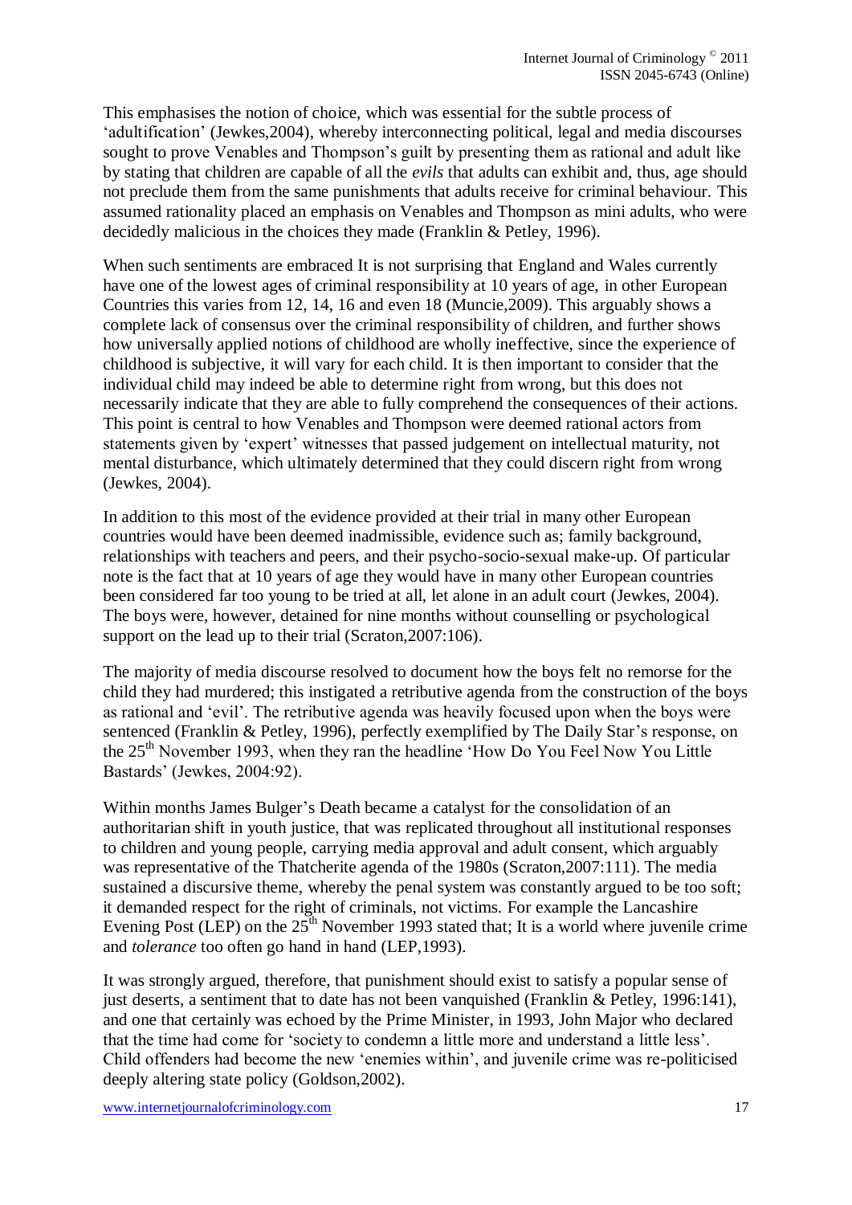This emphasises the notion of choice, which was essential for the subtle process of 'adultification' (Jewkes,2004), whereby interconnecting political, legal and media discourses sought to prove Venables and Thompson's guilt by presenting them as rational and adult like by stating that children are capable of all the *evils* that adults can exhibit and, thus, age should not preclude them from the same punishments that adults receive for criminal behaviour. This assumed rationality placed an emphasis on Venables and Thompson as mini adults, who were decidedly malicious in the choices they made (Franklin & Petley, 1996).

When such sentiments are embraced It is not surprising that England and Wales currently have one of the lowest ages of criminal responsibility at 10 years of age, in other European Countries this varies from 12, 14, 16 and even 18 (Muncie,2009). This arguably shows a complete lack of consensus over the criminal responsibility of children, and further shows how universally applied notions of childhood are wholly ineffective, since the experience of childhood is subjective, it will vary for each child. It is then important to consider that the individual child may indeed be able to determine right from wrong, but this does not necessarily indicate that they are able to fully comprehend the consequences of their actions. This point is central to how Venables and Thompson were deemed rational actors from statements given by 'expert' witnesses that passed judgement on intellectual maturity, not mental disturbance, which ultimately determined that they could discern right from wrong (Jewkes, 2004).

In addition to this most of the evidence provided at their trial in many other European countries would have been deemed inadmissible, evidence such as; family background, relationships with teachers and peers, and their psycho-socio-sexual make-up. Of particular note is the fact that at 10 years of age they would have in many other European countries been considered far too young to be tried at all, let alone in an adult court (Jewkes, 2004). The boys were, however, detained for nine months without counselling or psychological support on the lead up to their trial (Scraton,2007:106).

The majority of media discourse resolved to document how the boys felt no remorse for the child they had murdered; this instigated a retributive agenda from the construction of the boys as rational and 'evil'. The retributive agenda was heavily focused upon when the boys were sentenced (Franklin & Petley, 1996), perfectly exemplified by The Daily Star's response, on the 25th November 1993, when they ran the headline 'How Do You Feel Now You Little Bastards' (Jewkes, 2004:92).

Within months James Bulger's Death became a catalyst for the consolidation of an authoritarian shift in youth justice, that was replicated throughout all institutional responses to children and young people, carrying media approval and adult consent, which arguably was representative of the Thatcherite agenda of the 1980s (Scraton,2007:111). The media sustained a discursive theme, whereby the penal system was constantly argued to be too soft; it demanded respect for the right of criminals, not victims. For example the Lancashire Evening Post (LEP) on the 25th November 1993 stated that; It is a world where juvenile crime and *tolerance* too often go hand in hand (LEP,1993).

It was strongly argued, therefore, that punishment should exist to satisfy a popular sense of just deserts, a sentiment that to date has not been vanquished (Franklin & Petley, 1996:141), and one that certainly was echoed by the Prime Minister, in 1993, John Major who declared that the time had come for 'society to condemn a little more and understand a little less'. Child offenders had become the new 'enemies within', and juvenile crime was re-politicised deeply altering state policy (Goldson,2002).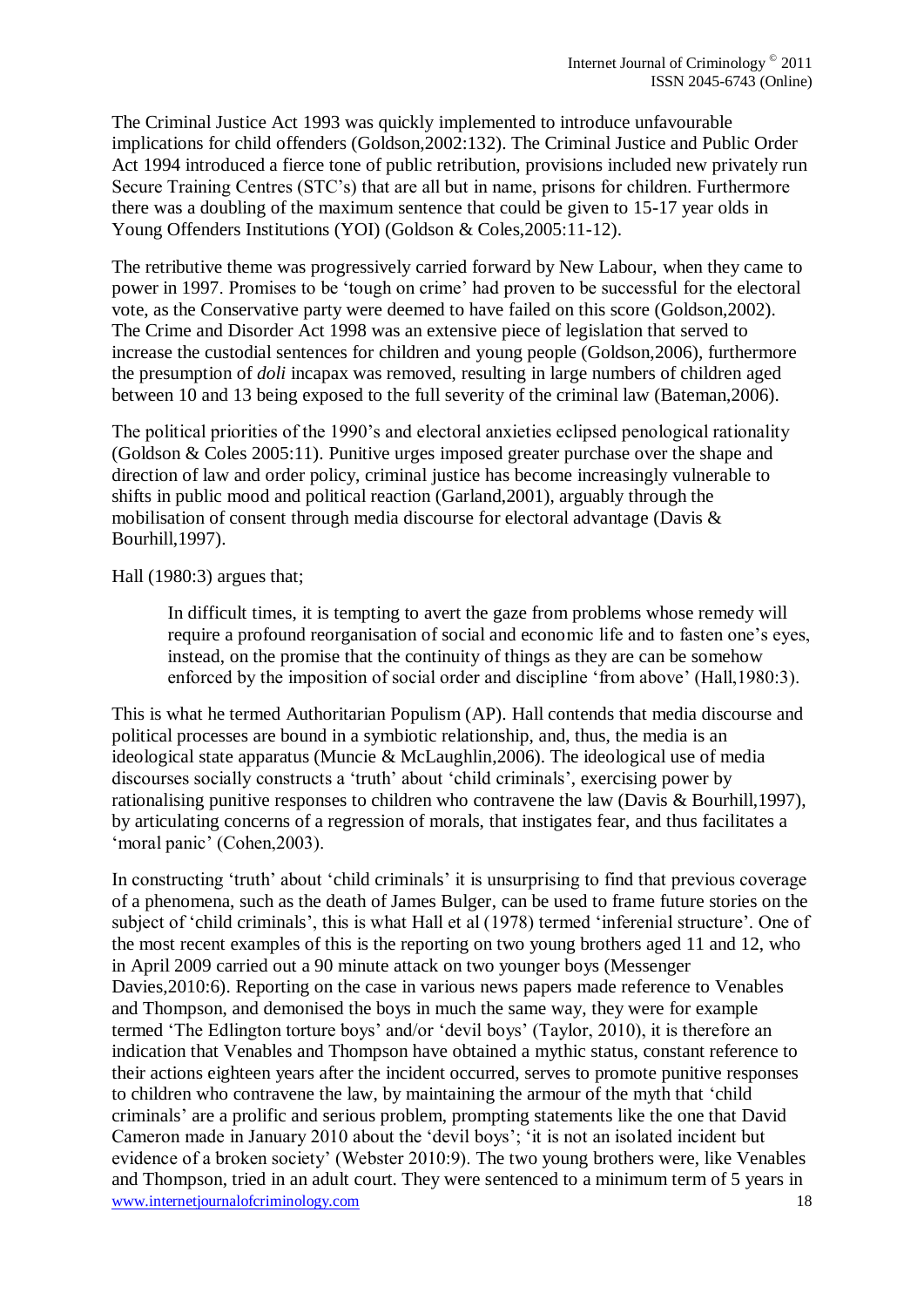The Criminal Justice Act 1993 was quickly implemented to introduce unfavourable implications for child offenders (Goldson,2002:132). The Criminal Justice and Public Order Act 1994 introduced a fierce tone of public retribution, provisions included new privately run Secure Training Centres (STC's) that are all but in name, prisons for children. Furthermore there was a doubling of the maximum sentence that could be given to 15-17 year olds in Young Offenders Institutions (YOI) (Goldson & Coles,2005:11-12).

The retributive theme was progressively carried forward by New Labour, when they came to power in 1997. Promises to be 'tough on crime' had proven to be successful for the electoral vote, as the Conservative party were deemed to have failed on this score (Goldson,2002). The Crime and Disorder Act 1998 was an extensive piece of legislation that served to increase the custodial sentences for children and young people (Goldson,2006), furthermore the presumption of *doli* incapax was removed, resulting in large numbers of children aged between 10 and 13 being exposed to the full severity of the criminal law (Bateman,2006).

The political priorities of the 1990's and electoral anxieties eclipsed penological rationality (Goldson & Coles 2005:11). Punitive urges imposed greater purchase over the shape and direction of law and order policy, criminal justice has become increasingly vulnerable to shifts in public mood and political reaction (Garland,2001), arguably through the mobilisation of consent through media discourse for electoral advantage (Davis & Bourhill,1997).

Hall (1980:3) argues that;

> In difficult times, it is tempting to avert the gaze from problems whose remedy will require a profound reorganisation of social and economic life and to fasten one's eyes, instead, on the promise that the continuity of things as they are can be somehow enforced by the imposition of social order and discipline 'from above' (Hall,1980:3).

This is what he termed Authoritarian Populism (AP). Hall contends that media discourse and political processes are bound in a symbiotic relationship, and, thus, the media is an ideological state apparatus (Muncie & McLaughlin,2006). The ideological use of media discourses socially constructs a 'truth' about 'child criminals', exercising power by rationalising punitive responses to children who contravene the law (Davis & Bourhill,1997), by articulating concerns of a regression of morals, that instigates fear, and thus facilitates a 'moral panic' (Cohen,2003).

In constructing 'truth' about 'child criminals' it is unsurprising to find that previous coverage of a phenomena, such as the death of James Bulger, can be used to frame future stories on the subject of 'child criminals', this is what Hall et al (1978) termed 'inferenial structure'. One of the most recent examples of this is the reporting on two young brothers aged 11 and 12, who in April 2009 carried out a 90 minute attack on two younger boys (Messenger Davies,2010:6). Reporting on the case in various news papers made reference to Venables and Thompson, and demonised the boys in much the same way, they were for example termed 'The Edlington torture boys' and/or 'devil boys' (Taylor, 2010), it is therefore an indication that Venables and Thompson have obtained a mythic status, constant reference to their actions eighteen years after the incident occurred, serves to promote punitive responses to children who contravene the law, by maintaining the armour of the myth that 'child criminals' are a prolific and serious problem, prompting statements like the one that David Cameron made in January 2010 about the 'devil boys'; 'it is not an isolated incident but evidence of a broken society' (Webster 2010:9). The two young brothers were, like Venables and Thompson, tried in an adult court. They were sentenced to a minimum term of 5 years in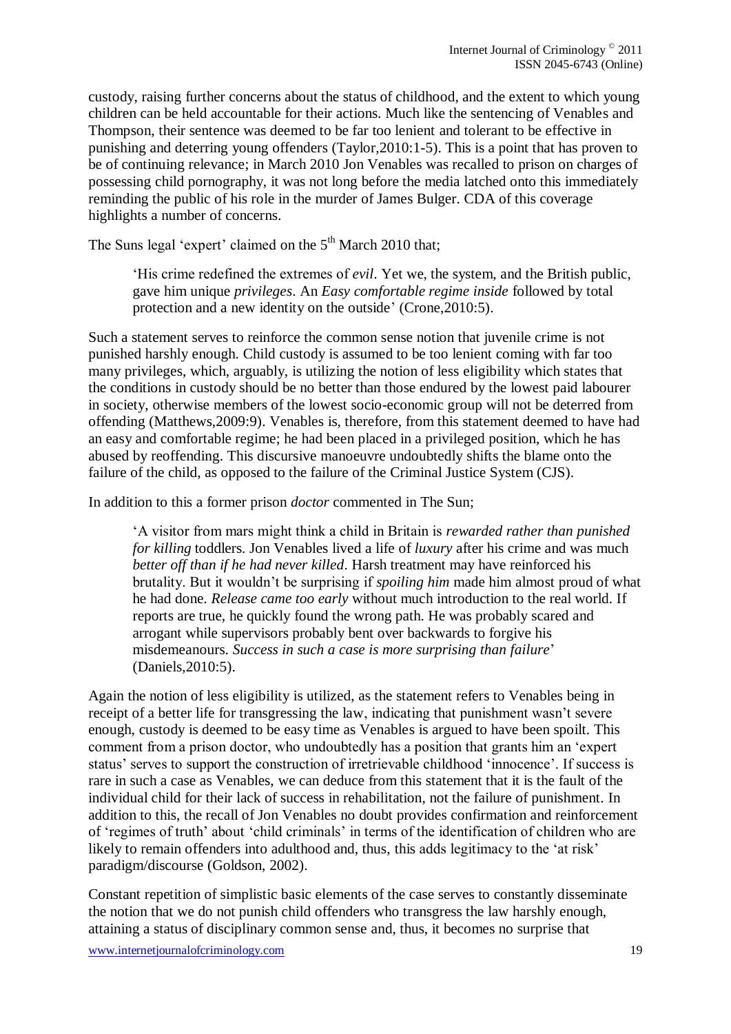custody, raising further concerns about the status of childhood, and the extent to which young children can be held accountable for their actions. Much like the sentencing of Venables and Thompson, their sentence was deemed to be far too lenient and tolerant to be effective in punishing and deterring young offenders (Taylor,2010:1-5). This is a point that has proven to be of continuing relevance; in March 2010 Jon Venables was recalled to prison on charges of possessing child pornography, it was not long before the media latched onto this immediately reminding the public of his role in the murder of James Bulger. CDA of this coverage highlights a number of concerns.

The Suns legal 'expert' claimed on the 5th March 2010 that;

> 'His crime redefined the extremes of *evil*. Yet we, the system, and the British public, gave him unique *privileges*. An *Easy comfortable regime inside* followed by total protection and a new identity on the outside' (Crone,2010:5).

Such a statement serves to reinforce the common sense notion that juvenile crime is not punished harshly enough. Child custody is assumed to be too lenient coming with far too many privileges, which, arguably, is utilizing the notion of less eligibility which states that the conditions in custody should be no better than those endured by the lowest paid labourer in society, otherwise members of the lowest socio-economic group will not be deterred from offending (Matthews,2009:9). Venables is, therefore, from this statement deemed to have had an easy and comfortable regime; he had been placed in a privileged position, which he has abused by reoffending. This discursive manoeuvre undoubtedly shifts the blame onto the failure of the child, as opposed to the failure of the Criminal Justice System (CJS).

In addition to this a former prison *doctor* commented in The Sun;

> 'A visitor from mars might think a child in Britain is *rewarded rather than punished for killing* toddlers. Jon Venables lived a life of *luxury* after his crime and was much *better off than if he had never killed*. Harsh treatment may have reinforced his brutality. But it wouldn't be surprising if *spoiling him* made him almost proud of what he had done. *Release came too early* without much introduction to the real world. If reports are true, he quickly found the wrong path. He was probably scared and arrogant while supervisors probably bent over backwards to forgive his misdemeanours. *Success in such a case is more surprising than failure*' (Daniels,2010:5).

Again the notion of less eligibility is utilized, as the statement refers to Venables being in receipt of a better life for transgressing the law, indicating that punishment wasn't severe enough, custody is deemed to be easy time as Venables is argued to have been spoilt. This comment from a prison doctor, who undoubtedly has a position that grants him an 'expert status' serves to support the construction of irretrievable childhood 'innocence'. If success is rare in such a case as Venables, we can deduce from this statement that it is the fault of the individual child for their lack of success in rehabilitation, not the failure of punishment. In addition to this, the recall of Jon Venables no doubt provides confirmation and reinforcement of 'regimes of truth' about 'child criminals' in terms of the identification of children who are likely to remain offenders into adulthood and, thus, this adds legitimacy to the 'at risk' paradigm/discourse (Goldson, 2002).

Constant repetition of simplistic basic elements of the case serves to constantly disseminate the notion that we do not punish child offenders who transgress the law harshly enough, attaining a status of disciplinary common sense and, thus, it becomes no surprise that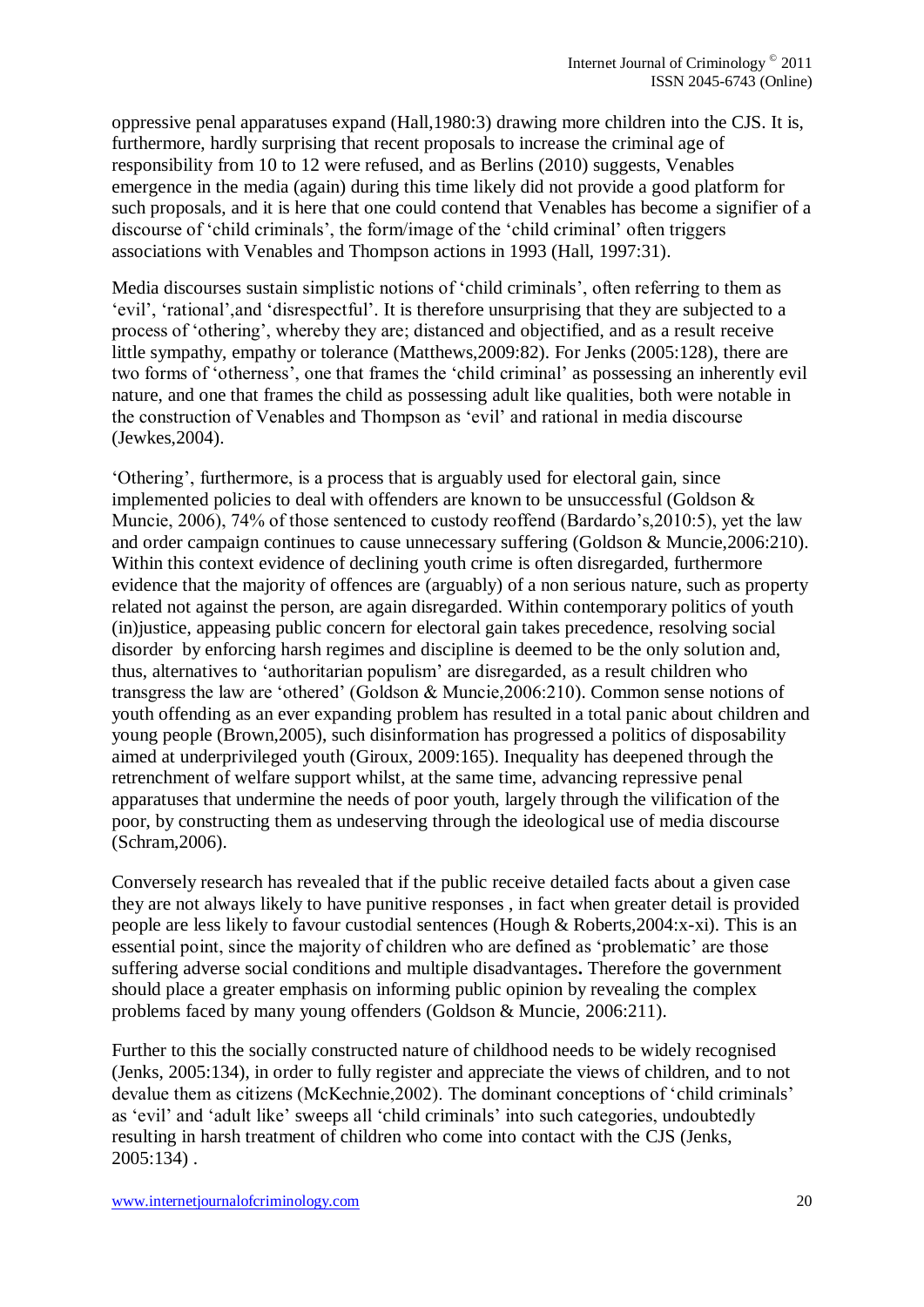oppressive penal apparatuses expand (Hall,1980:3) drawing more children into the CJS. It is, furthermore, hardly surprising that recent proposals to increase the criminal age of responsibility from 10 to 12 were refused, and as Berlins (2010) suggests, Venables emergence in the media (again) during this time likely did not provide a good platform for such proposals, and it is here that one could contend that Venables has become a signifier of a discourse of 'child criminals', the form/image of the 'child criminal' often triggers associations with Venables and Thompson actions in 1993 (Hall, 1997:31).

Media discourses sustain simplistic notions of 'child criminals', often referring to them as 'evil', 'rational',and 'disrespectful'. It is therefore unsurprising that they are subjected to a process of 'othering', whereby they are; distanced and objectified, and as a result receive little sympathy, empathy or tolerance (Matthews,2009:82). For Jenks (2005:128), there are two forms of 'otherness', one that frames the 'child criminal' as possessing an inherently evil nature, and one that frames the child as possessing adult like qualities, both were notable in the construction of Venables and Thompson as 'evil' and rational in media discourse (Jewkes,2004).

'Othering', furthermore, is a process that is arguably used for electoral gain, since implemented policies to deal with offenders are known to be unsuccessful (Goldson & Muncie, 2006), 74% of those sentenced to custody reoffend (Bardardo's,2010:5), yet the law and order campaign continues to cause unnecessary suffering (Goldson & Muncie,2006:210). Within this context evidence of declining youth crime is often disregarded, furthermore evidence that the majority of offences are (arguably) of a non serious nature, such as property related not against the person, are again disregarded. Within contemporary politics of youth (in)justice, appeasing public concern for electoral gain takes precedence, resolving social disorder by enforcing harsh regimes and discipline is deemed to be the only solution and, thus, alternatives to 'authoritarian populism' are disregarded, as a result children who transgress the law are 'othered' (Goldson & Muncie,2006:210). Common sense notions of youth offending as an ever expanding problem has resulted in a total panic about children and young people (Brown,2005), such disinformation has progressed a politics of disposability aimed at underprivileged youth (Giroux, 2009:165). Inequality has deepened through the retrenchment of welfare support whilst, at the same time, advancing repressive penal apparatuses that undermine the needs of poor youth, largely through the vilification of the poor, by constructing them as undeserving through the ideological use of media discourse (Schram,2006).

Conversely research has revealed that if the public receive detailed facts about a given case they are not always likely to have punitive responses , in fact when greater detail is provided people are less likely to favour custodial sentences (Hough & Roberts,2004:x-xi). This is an essential point, since the majority of children who are defined as 'problematic' are those suffering adverse social conditions and multiple disadvantages**.** Therefore the government should place a greater emphasis on informing public opinion by revealing the complex problems faced by many young offenders (Goldson & Muncie, 2006:211).

Further to this the socially constructed nature of childhood needs to be widely recognised (Jenks, 2005:134), in order to fully register and appreciate the views of children, and to not devalue them as citizens (McKechnie,2002). The dominant conceptions of 'child criminals' as 'evil' and 'adult like' sweeps all 'child criminals' into such categories, undoubtedly resulting in harsh treatment of children who come into contact with the CJS (Jenks, 2005:134) .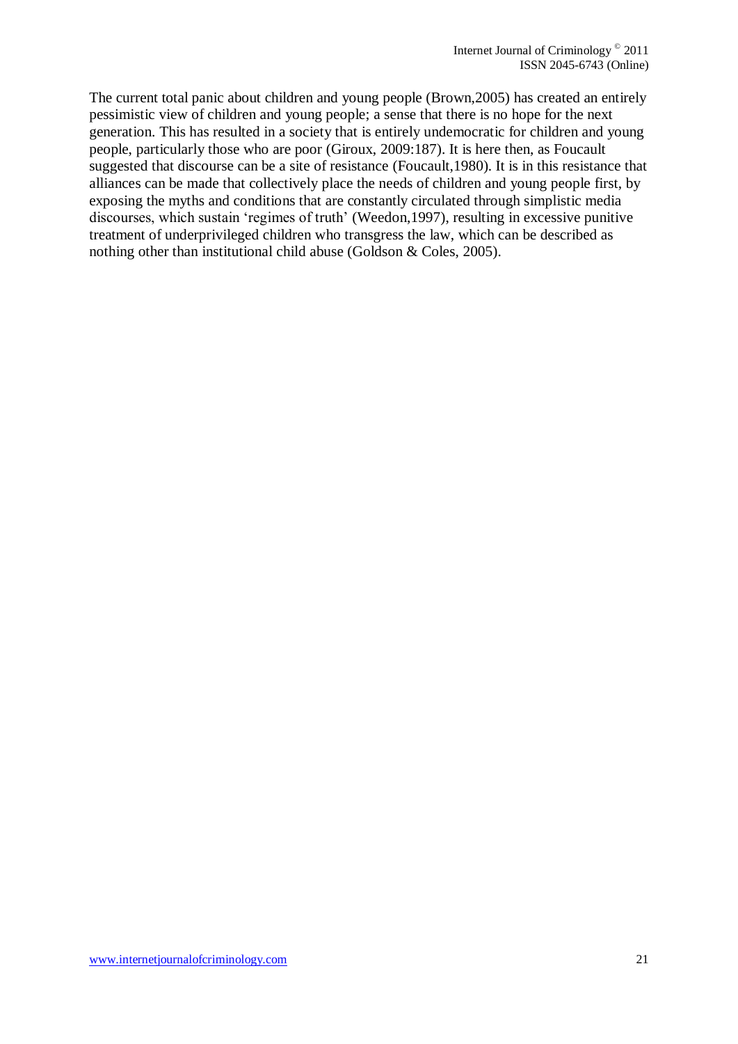The current total panic about children and young people (Brown,2005) has created an entirely pessimistic view of children and young people; a sense that there is no hope for the next generation. This has resulted in a society that is entirely undemocratic for children and young people, particularly those who are poor (Giroux, 2009:187). It is here then, as Foucault suggested that discourse can be a site of resistance (Foucault,1980). It is in this resistance that alliances can be made that collectively place the needs of children and young people first, by exposing the myths and conditions that are constantly circulated through simplistic media discourses, which sustain 'regimes of truth' (Weedon,1997), resulting in excessive punitive treatment of underprivileged children who transgress the law, which can be described as nothing other than institutional child abuse (Goldson & Coles, 2005).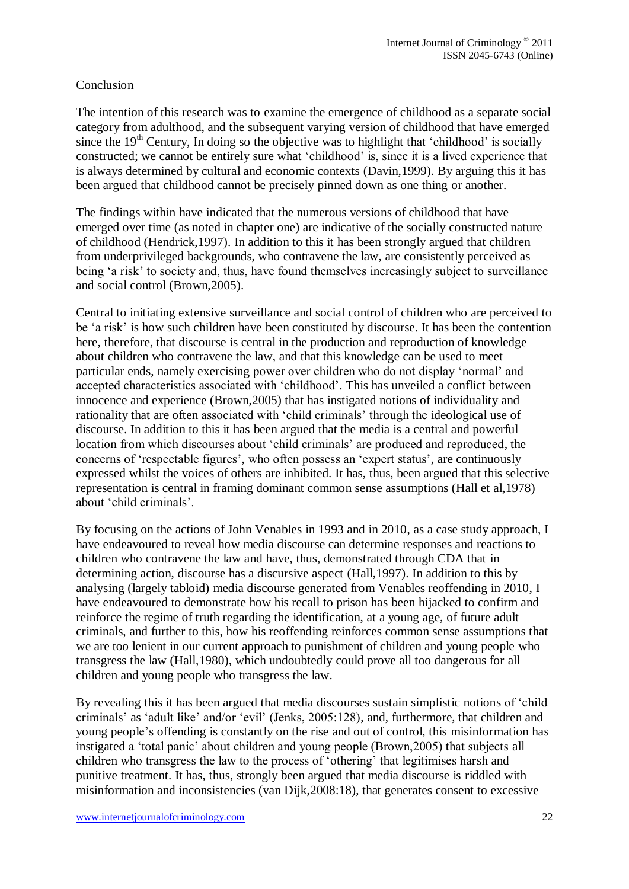## Conclusion

The intention of this research was to examine the emergence of childhood as a separate social category from adulthood, and the subsequent varying version of childhood that have emerged since the 19th Century, In doing so the objective was to highlight that 'childhood' is socially constructed; we cannot be entirely sure what 'childhood' is, since it is a lived experience that is always determined by cultural and economic contexts (Davin,1999). By arguing this it has been argued that childhood cannot be precisely pinned down as one thing or another.

The findings within have indicated that the numerous versions of childhood that have emerged over time (as noted in chapter one) are indicative of the socially constructed nature of childhood (Hendrick,1997). In addition to this it has been strongly argued that children from underprivileged backgrounds, who contravene the law, are consistently perceived as being 'a risk' to society and, thus, have found themselves increasingly subject to surveillance and social control (Brown,2005).

Central to initiating extensive surveillance and social control of children who are perceived to be 'a risk' is how such children have been constituted by discourse. It has been the contention here, therefore, that discourse is central in the production and reproduction of knowledge about children who contravene the law, and that this knowledge can be used to meet particular ends, namely exercising power over children who do not display 'normal' and accepted characteristics associated with 'childhood'. This has unveiled a conflict between innocence and experience (Brown,2005) that has instigated notions of individuality and rationality that are often associated with 'child criminals' through the ideological use of discourse. In addition to this it has been argued that the media is a central and powerful location from which discourses about 'child criminals' are produced and reproduced, the concerns of 'respectable figures', who often possess an 'expert status', are continuously expressed whilst the voices of others are inhibited. It has, thus, been argued that this selective representation is central in framing dominant common sense assumptions (Hall et al,1978) about 'child criminals'.

By focusing on the actions of John Venables in 1993 and in 2010, as a case study approach, I have endeavoured to reveal how media discourse can determine responses and reactions to children who contravene the law and have, thus, demonstrated through CDA that in determining action, discourse has a discursive aspect (Hall,1997). In addition to this by analysing (largely tabloid) media discourse generated from Venables reoffending in 2010, I have endeavoured to demonstrate how his recall to prison has been hijacked to confirm and reinforce the regime of truth regarding the identification, at a young age, of future adult criminals, and further to this, how his reoffending reinforces common sense assumptions that we are too lenient in our current approach to punishment of children and young people who transgress the law (Hall,1980), which undoubtedly could prove all too dangerous for all children and young people who transgress the law.

By revealing this it has been argued that media discourses sustain simplistic notions of 'child criminals' as 'adult like' and/or 'evil' (Jenks, 2005:128), and, furthermore, that children and young people's offending is constantly on the rise and out of control, this misinformation has instigated a 'total panic' about children and young people (Brown,2005) that subjects all children who transgress the law to the process of 'othering' that legitimises harsh and punitive treatment. It has, thus, strongly been argued that media discourse is riddled with misinformation and inconsistencies (van Dijk,2008:18), that generates consent to excessive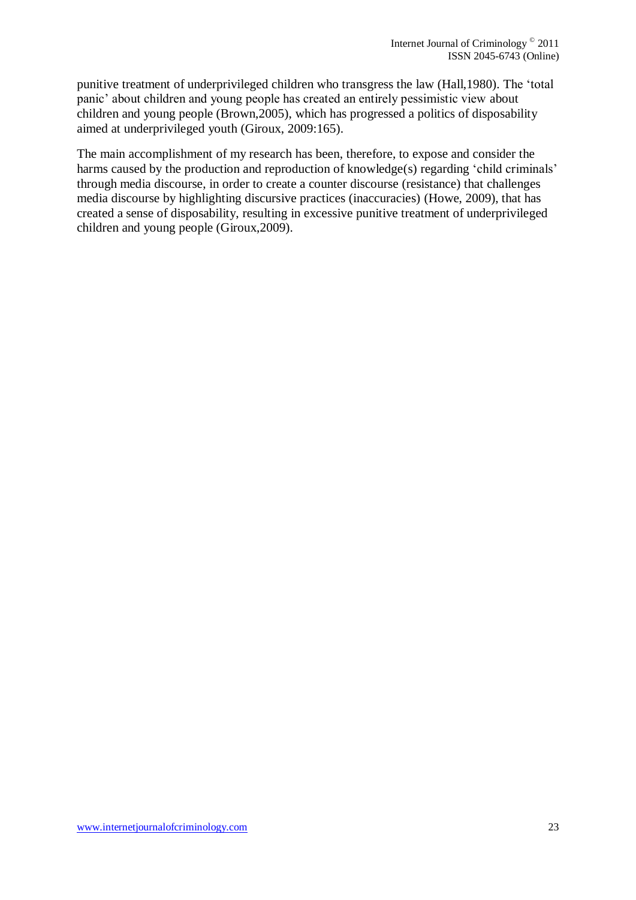punitive treatment of underprivileged children who transgress the law (Hall,1980). The 'total panic' about children and young people has created an entirely pessimistic view about children and young people (Brown,2005), which has progressed a politics of disposability aimed at underprivileged youth (Giroux, 2009:165).

The main accomplishment of my research has been, therefore, to expose and consider the harms caused by the production and reproduction of knowledge(s) regarding 'child criminals' through media discourse, in order to create a counter discourse (resistance) that challenges media discourse by highlighting discursive practices (inaccuracies) (Howe, 2009), that has created a sense of disposability, resulting in excessive punitive treatment of underprivileged children and young people (Giroux,2009).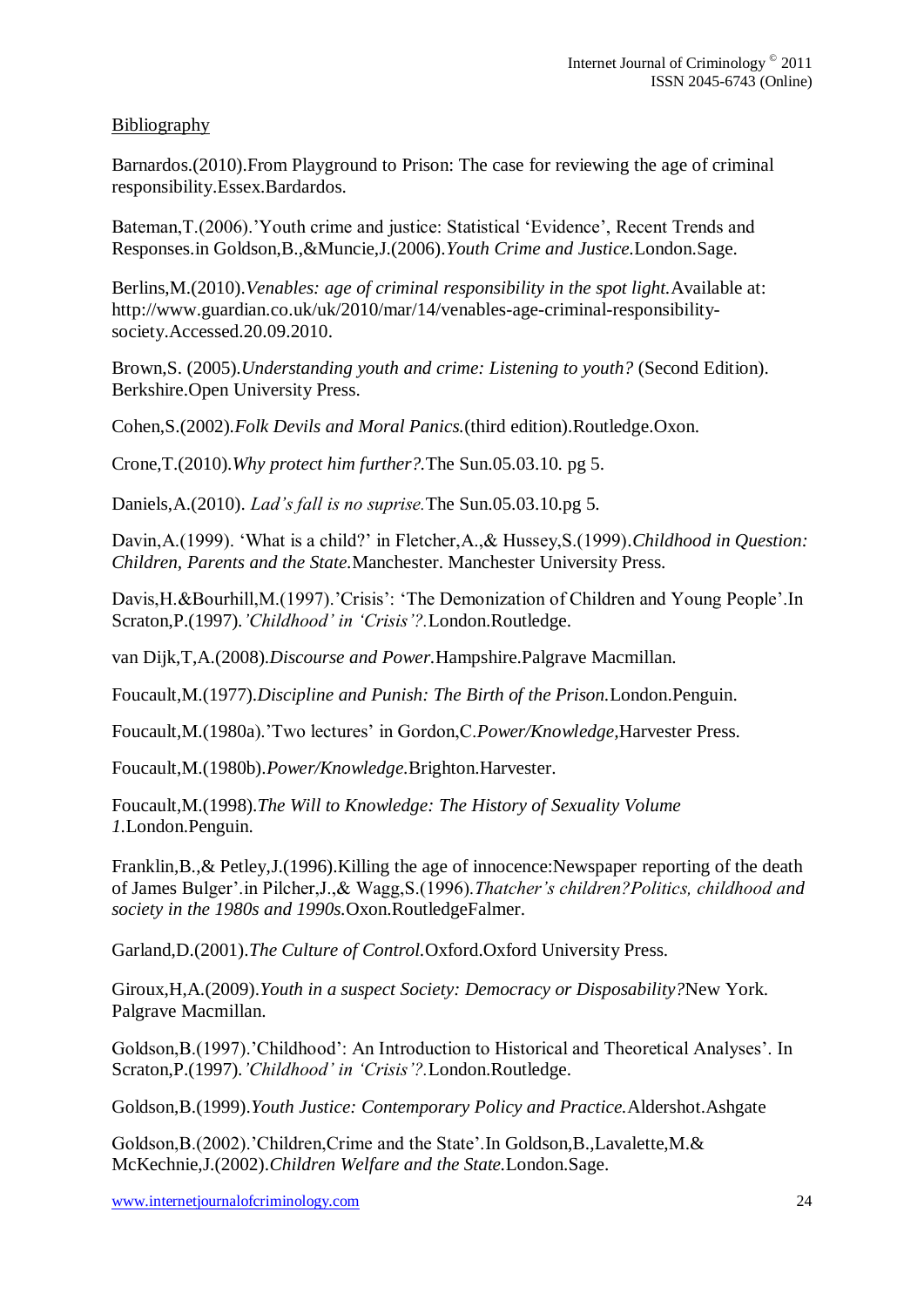Bibliography

Barnardos.(2010).From Playground to Prison: The case for reviewing the age of criminal responsibility.Essex.Bardardos.

Bateman,T.(2006).'Youth crime and justice: Statistical 'Evidence', Recent Trends and Responses.in Goldson,B.,&Muncie,J.(2006).*Youth Crime and Justice*.London.Sage.

Berlins,M.(2010).*Venables: age of criminal responsibility in the spot light*.Available at: http://www.guardian.co.uk/uk/2010/mar/14/venables-age-criminal-responsibility-society.Accessed.20.09.2010.

Brown,S. (2005).*Understanding youth and crime: Listening to youth?* (Second Edition). Berkshire.Open University Press.

Cohen,S.(2002).*Folk Devils and Moral Panics*.(third edition).Routledge.Oxon.

Crone,T.(2010).*Why protect him further?*.The Sun.05.03.10. pg 5.

Daniels,A.(2010). *Lad's fall is no suprise*.The Sun.05.03.10.pg 5.

Davin,A.(1999). 'What is a child?' in Fletcher,A.,& Hussey,S.(1999).*Childhood in Question: Children, Parents and the State*.Manchester. Manchester University Press.

Davis,H.&Bourhill,M.(1997).'Crisis': 'The Demonization of Children and Young People'.In Scraton,P.(1997).*'Childhood' in 'Crisis'?*.London.Routledge.

van Dijk,T,A.(2008).*Discourse and Power*.Hampshire.Palgrave Macmillan.

Foucault,M.(1977).*Discipline and Punish: The Birth of the Prison*.London.Penguin.

Foucault,M.(1980a).'Two lectures' in Gordon,C.*Power/Knowledge*,Harvester Press.

Foucault,M.(1980b).*Power/Knowledge*.Brighton.Harvester.

Foucault,M.(1998).*The Will to Knowledge: The History of Sexuality Volume 1*.London.Penguin.

Franklin,B.,& Petley,J.(1996).Killing the age of innocence:Newspaper reporting of the death of James Bulger'.in Pilcher,J.,& Wagg,S.(1996).*Thatcher's children?Politics, childhood and society in the 1980s and 1990s*.Oxon.RoutledgeFalmer.

Garland,D.(2001).*The Culture of Control*.Oxford.Oxford University Press.

Giroux,H,A.(2009).*Youth in a suspect Society: Democracy or Disposability?*New York. Palgrave Macmillan.

Goldson,B.(1997).'Childhood': An Introduction to Historical and Theoretical Analyses'. In Scraton,P.(1997).*'Childhood' in 'Crisis'?*.London.Routledge.

Goldson,B.(1999).*Youth Justice: Contemporary Policy and Practice*.Aldershot.Ashgate

Goldson,B.(2002).'Children,Crime and the State'.In Goldson,B.,Lavalette,M.& McKechnie,J.(2002).*Children Welfare and the State*.London.Sage.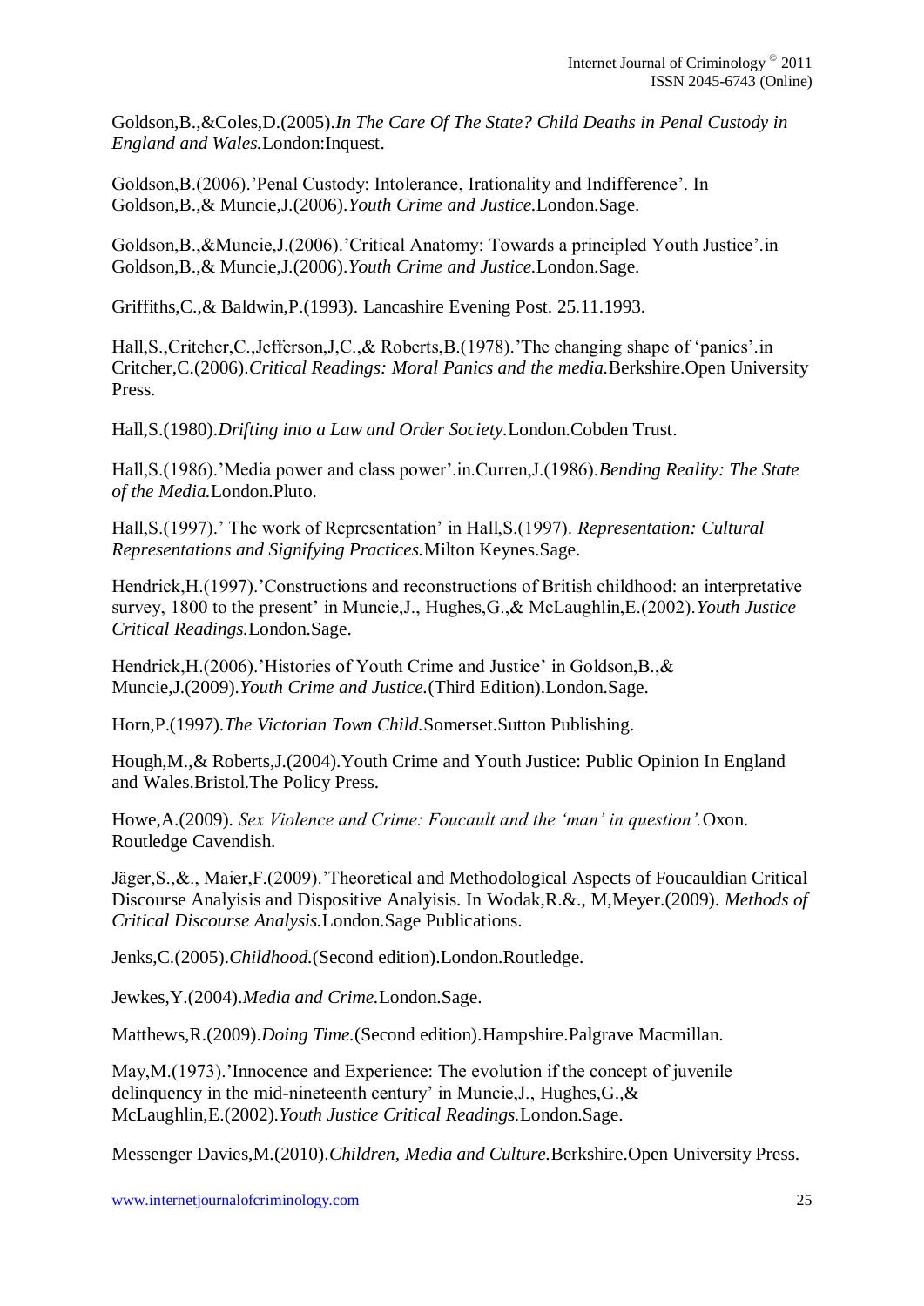Goldson,B.,&Coles,D.(2005).*In The Care Of The State? Child Deaths in Penal Custody in England and Wales.*London:Inquest.

Goldson,B.(2006).'Penal Custody: Intolerance, Irationality and Indifference'. In Goldson,B.,& Muncie,J.(2006).*Youth Crime and Justice.*London.Sage.

Goldson,B.,&Muncie,J.(2006).'Critical Anatomy: Towards a principled Youth Justice'.in Goldson,B.,& Muncie,J.(2006).*Youth Crime and Justice.*London.Sage.

Griffiths,C.,& Baldwin,P.(1993). Lancashire Evening Post. 25.11.1993.

Hall,S.,Critcher,C.,Jefferson,J,C.,& Roberts,B.(1978).'The changing shape of 'panics'.in Critcher,C.(2006).*Critical Readings: Moral Panics and the media.*Berkshire.Open University Press.

Hall,S.(1980).*Drifting into a Law and Order Society.*London.Cobden Trust.

Hall,S.(1986).'Media power and class power'.in.Curren,J.(1986).*Bending Reality: The State of the Media.*London.Pluto.

Hall,S.(1997).' The work of Representation' in Hall,S.(1997). *Representation: Cultural Representations and Signifying Practices.*Milton Keynes.Sage.

Hendrick,H.(1997).'Constructions and reconstructions of British childhood: an interpretative survey, 1800 to the present' in Muncie,J., Hughes,G.,& McLaughlin,E.(2002).*Youth Justice Critical Readings.*London.Sage.

Hendrick,H.(2006).'Histories of Youth Crime and Justice' in Goldson,B.,& Muncie,J.(2009).*Youth Crime and Justice.*(Third Edition).London.Sage.

Horn,P.(1997).*The Victorian Town Child.*Somerset.Sutton Publishing.

Hough,M.,& Roberts,J.(2004).Youth Crime and Youth Justice: Public Opinion In England and Wales.Bristol.The Policy Press.

Howe,A.(2009). *Sex Violence and Crime: Foucault and the 'man' in question'.*Oxon. Routledge Cavendish.

Jäger,S.,&., Maier,F.(2009).'Theoretical and Methodological Aspects of Foucauldian Critical Discourse Analyisis and Dispositive Analyisis. In Wodak,R.&., M,Meyer.(2009). *Methods of Critical Discourse Analysis.*London.Sage Publications.

Jenks,C.(2005).*Childhood.*(Second edition).London.Routledge.

Jewkes,Y.(2004).*Media and Crime.*London.Sage.

Matthews,R.(2009).*Doing Time.*(Second edition).Hampshire.Palgrave Macmillan.

May,M.(1973).'Innocence and Experience: The evolution if the concept of juvenile delinquency in the mid-nineteenth century' in Muncie,J., Hughes,G.,& McLaughlin,E.(2002).*Youth Justice Critical Readings.*London.Sage.

Messenger Davies,M.(2010).*Children, Media and Culture.*Berkshire.Open University Press.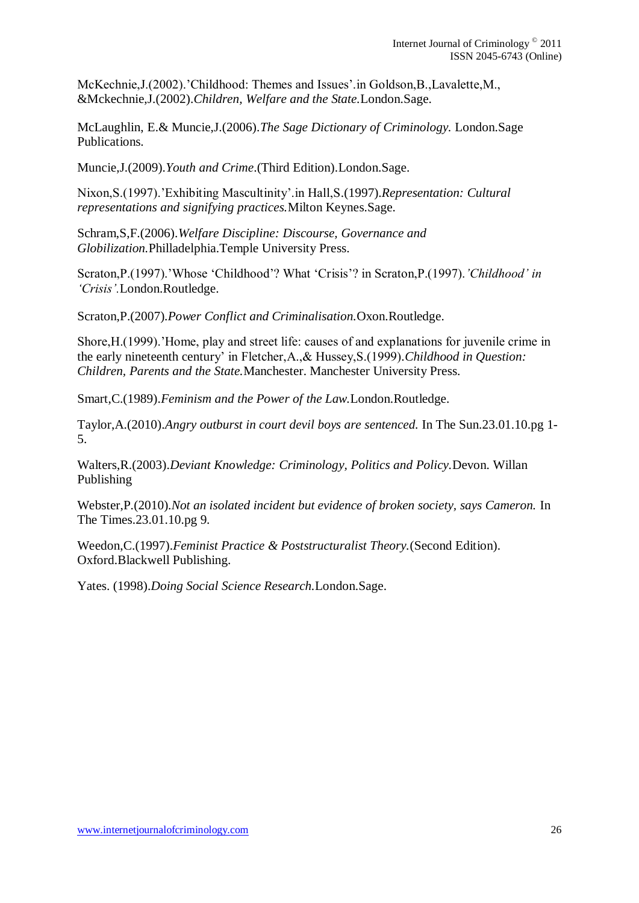McKechnie,J.(2002).'Childhood: Themes and Issues'.in Goldson,B.,Lavalette,M., &Mckechnie,J.(2002).*Children, Welfare and the State.*London.Sage.

McLaughlin, E.& Muncie,J.(2006).*The Sage Dictionary of Criminology.* London.Sage Publications.

Muncie,J.(2009).*Youth and Crime*.(Third Edition).London.Sage.

Nixon,S.(1997).'Exhibiting Mascultinity'.in Hall,S.(1997).*Representation: Cultural representations and signifying practices.*Milton Keynes.Sage.

Schram,S,F.(2006).*Welfare Discipline: Discourse, Governance and Globilization.*Philladelphia.Temple University Press.

Scraton,P.(1997).'Whose 'Childhood'? What 'Crisis'? in Scraton,P.(1997).*'Childhood' in 'Crisis'.*London.Routledge.

Scraton,P.(2007).*Power Conflict and Criminalisation.*Oxon.Routledge.

Shore,H.(1999).'Home, play and street life: causes of and explanations for juvenile crime in the early nineteenth century' in Fletcher,A.,& Hussey,S.(1999).*Childhood in Question: Children, Parents and the State.*Manchester. Manchester University Press.

Smart,C.(1989).*Feminism and the Power of the Law.*London.Routledge.

Taylor,A.(2010).*Angry outburst in court devil boys are sentenced.* In The Sun.23.01.10.pg 1-5.

Walters,R.(2003).*Deviant Knowledge: Criminology, Politics and Policy.*Devon. Willan Publishing

Webster,P.(2010).*Not an isolated incident but evidence of broken society, says Cameron.* In The Times.23.01.10.pg 9.

Weedon,C.(1997).*Feminist Practice & Poststructuralist Theory.*(Second Edition). Oxford.Blackwell Publishing.

Yates. (1998).*Doing Social Science Research.*London.Sage.